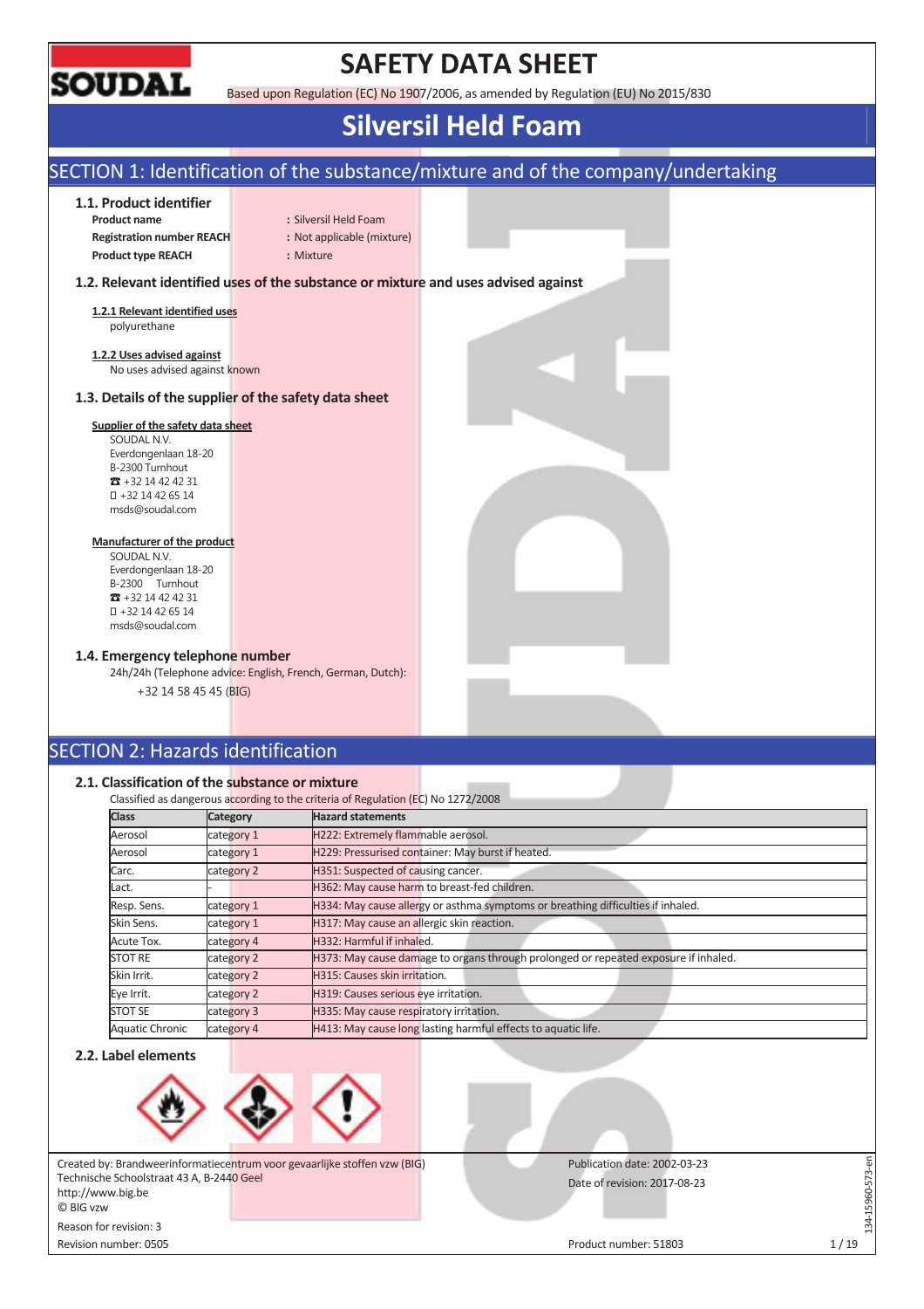# SAFETY DATA SHEET

Based upon Regulation (EC) No 1907/2006, as amended by Regulation (EU) No 2015/830

# Silversil Held Foam

## SECTION 1: Identification of the substance/mixture and of the company/undertaking

### 1.1. Product identifier

**Product name** : Silversil Held Foam
**Registration number REACH** : Not applicable (mixture)
**Product type REACH** : Mixture

### 1.2. Relevant identified uses of the substance or mixture and uses advised against

**1.2.1 Relevant identified uses**
polyurethane

**1.2.2 Uses advised against**
No uses advised against known

### 1.3. Details of the supplier of the safety data sheet

**Supplier of the safety data sheet**
SOUDAL N.V.
Everdongenlaan 18-20
B-2300 Turnhout
☎ +32 14 42 42 31
+32 14 42 65 14
msds@soudal.com

**Manufacturer of the product**
SOUDAL N.V.
Everdongenlaan 18-20
B-2300 Turnhout
☎ +32 14 42 42 31
+32 14 42 65 14
msds@soudal.com

### 1.4. Emergency telephone number

24h/24h (Telephone advice: English, French, German, Dutch):
+32 14 58 45 45 (BIG)

## SECTION 2: Hazards identification

### 2.1. Classification of the substance or mixture

Classified as dangerous according to the criteria of Regulation (EC) No 1272/2008

| Class | Category | Hazard statements |
|---|---|---|
| Aerosol | category 1 | H222: Extremely flammable aerosol. |
| Aerosol | category 1 | H229: Pressurised container: May burst if heated. |
| Carc. | category 2 | H351: Suspected of causing cancer. |
| Lact. | - | H362: May cause harm to breast-fed children. |
| Resp. Sens. | category 1 | H334: May cause allergy or asthma symptoms or breathing difficulties if inhaled. |
| Skin Sens. | category 1 | H317: May cause an allergic skin reaction. |
| Acute Tox. | category 4 | H332: Harmful if inhaled. |
| STOT RE | category 2 | H373: May cause damage to organs through prolonged or repeated exposure if inhaled. |
| Skin Irrit. | category 2 | H315: Causes skin irritation. |
| Eye Irrit. | category 2 | H319: Causes serious eye irritation. |
| STOT SE | category 3 | H335: May cause respiratory irritation. |
| Aquatic Chronic | category 4 | H413: May cause long lasting harmful effects to aquatic life. |

### 2.2. Label elements

Created by: Brandweerinformatiecentrum voor gevaarlijke stoffen vzw (BIG)
Technische Schoolstraat 43 A, B-2440 Geel
http://www.big.be
© BIG vzw
Reason for revision: 3
Revision number: 0505

Publication date: 2002-03-23
Date of revision: 2017-08-23
Product number: 51803

134-15960-573-en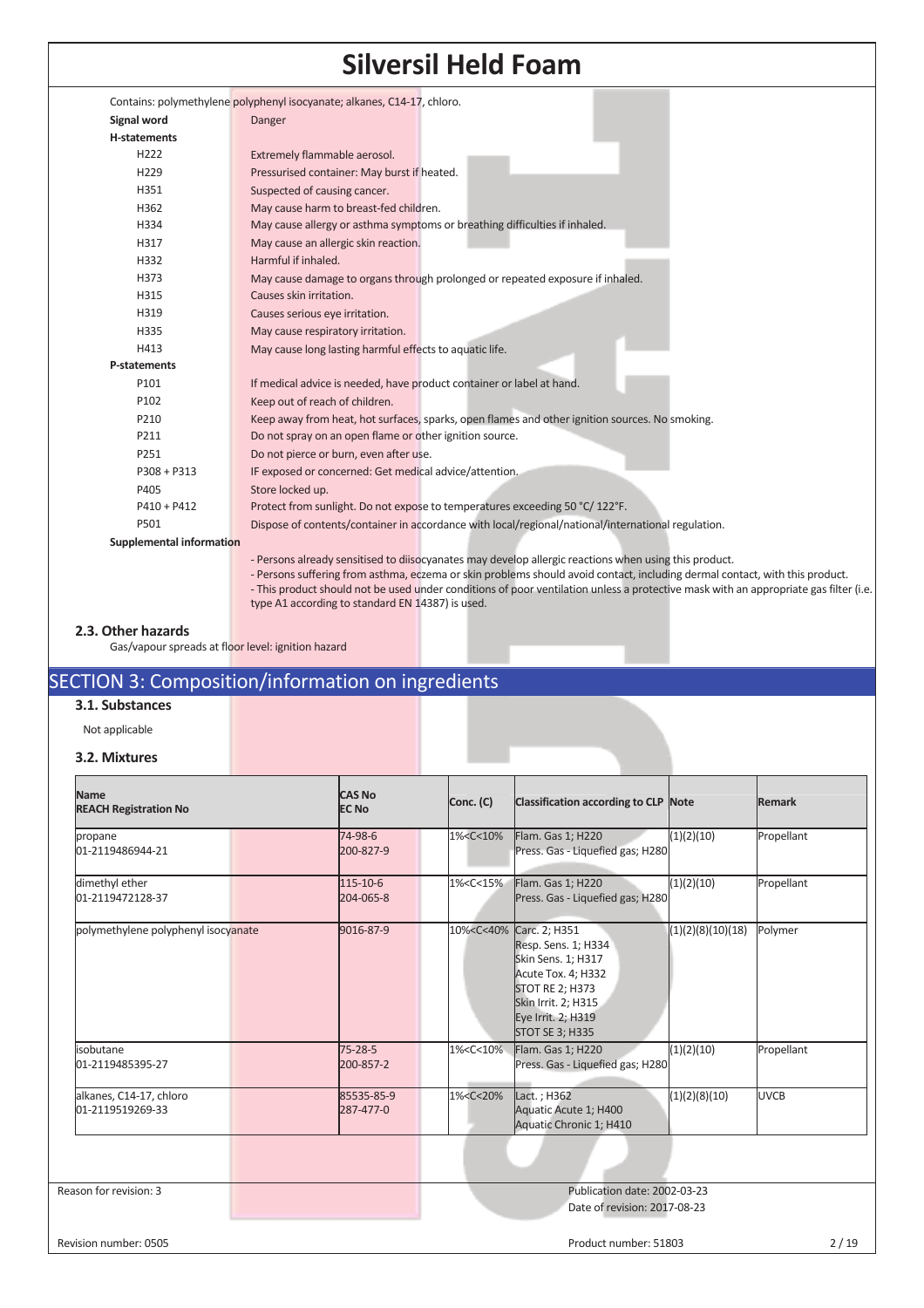Contains: polymethylene polyphenyl isocyanate; alkanes, C14-17, chloro.

**Signal word** Danger

**H-statements**

| | |
|---|---|
| H222 | Extremely flammable aerosol. |
| H229 | Pressurised container: May burst if heated. |
| H351 | Suspected of causing cancer. |
| H362 | May cause harm to breast-fed children. |
| H334 | May cause allergy or asthma symptoms or breathing difficulties if inhaled. |
| H317 | May cause an allergic skin reaction. |
| H332 | Harmful if inhaled. |
| H373 | May cause damage to organs through prolonged or repeated exposure if inhaled. |
| H315 | Causes skin irritation. |
| H319 | Causes serious eye irritation. |
| H335 | May cause respiratory irritation. |
| H413 | May cause long lasting harmful effects to aquatic life. |

**P-statements**

| | |
|---|---|
| P101 | If medical advice is needed, have product container or label at hand. |
| P102 | Keep out of reach of children. |
| P210 | Keep away from heat, hot surfaces, sparks, open flames and other ignition sources. No smoking. |
| P211 | Do not spray on an open flame or other ignition source. |
| P251 | Do not pierce or burn, even after use. |
| P308 + P313 | IF exposed or concerned: Get medical advice/attention. |
| P405 | Store locked up. |
| P410 + P412 | Protect from sunlight. Do not expose to temperatures exceeding 50 °C/ 122°F. |
| P501 | Dispose of contents/container in accordance with local/regional/national/international regulation. |

**Supplemental information**

- Persons already sensitised to diisocyanates may develop allergic reactions when using this product.
- Persons suffering from asthma, eczema or skin problems should avoid contact, including dermal contact, with this product.
- This product should not be used under conditions of poor ventilation unless a protective mask with an appropriate gas filter (i.e. type A1 according to standard EN 14387) is used.

### 2.3. Other hazards

Gas/vapour spreads at floor level: ignition hazard

## SECTION 3: Composition/information on ingredients

### 3.1. Substances

Not applicable

### 3.2. Mixtures

| Name<br>REACH Registration No | CAS No<br>EC No | Conc. (C) | Classification according to CLP | Note | Remark |
|---|---|---|---|---|---|
| propane<br>01-2119486944-21 | 74-98-6<br>200-827-9 | 1%<C<10% | Flam. Gas 1; H220<br>Press. Gas - Liquefied gas; H280 | (1)(2)(10) | Propellant |
| dimethyl ether<br>01-2119472128-37 | 115-10-6<br>204-065-8 | 1%<C<15% | Flam. Gas 1; H220<br>Press. Gas - Liquefied gas; H280 | (1)(2)(10) | Propellant |
| polymethylene polyphenyl isocyanate | 9016-87-9 | 10%<C<40% | Carc. 2; H351<br>Resp. Sens. 1; H334<br>Skin Sens. 1; H317<br>Acute Tox. 4; H332<br>STOT RE 2; H373<br>Skin Irrit. 2; H315<br>Eye Irrit. 2; H319<br>STOT SE 3; H335 | (1)(2)(8)(10)(18) | Polymer |
| isobutane<br>01-2119485395-27 | 75-28-5<br>200-857-2 | 1%<C<10% | Flam. Gas 1; H220<br>Press. Gas - Liquefied gas; H280 | (1)(2)(10) | Propellant |
| alkanes, C14-17, chloro<br>01-2119519269-33 | 85535-85-9<br>287-477-0 | 1%<C<20% | Lact. ; H362<br>Aquatic Acute 1; H400<br>Aquatic Chronic 1; H410 | (1)(2)(8)(10) | UVCB |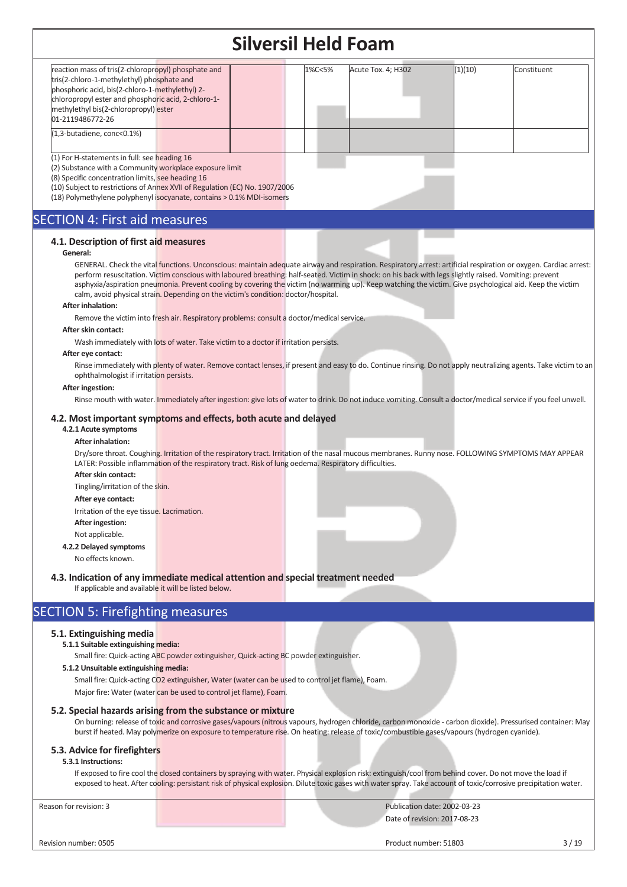| | | | | | |
|---|---|---|---|---|---|
| reaction mass of tris(2-chloropropyl) phosphate and tris(2-chloro-1-methylethyl) phosphate and phosphoric acid, bis(2-chloro-1-methylethyl) 2-chloropropyl ester and phosphoric acid, 2-chloro-1-methylethyl bis(2-chloropropyl) ester 01-2119486772-26 | | 1%<C<5% | Acute Tox. 4; H302 | (1)(10) | Constituent |
| (1,3-butadiene, conc<0.1%) | | | | | |

(1) For H-statements in full: see heading 16
(2) Substance with a Community workplace exposure limit
(8) Specific concentration limits, see heading 16
(10) Subject to restrictions of Annex XVII of Regulation (EC) No. 1907/2006
(18) Polymethylene polyphenyl isocyanate, contains > 0.1% MDI-isomers

# SECTION 4: First aid measures

## 4.1. Description of first aid measures

**General:**

GENERAL. Check the vital functions. Unconscious: maintain adequate airway and respiration. Respiratory arrest: artificial respiration or oxygen. Cardiac arrest: perform resuscitation. Victim conscious with laboured breathing: half-seated. Victim in shock: on his back with legs slightly raised. Vomiting: prevent asphyxia/aspiration pneumonia. Prevent cooling by covering the victim (no warming up). Keep watching the victim. Give psychological aid. Keep the victim calm, avoid physical strain. Depending on the victim's condition: doctor/hospital.

**After inhalation:**

Remove the victim into fresh air. Respiratory problems: consult a doctor/medical service.

**After skin contact:**

Wash immediately with lots of water. Take victim to a doctor if irritation persists.

**After eye contact:**

Rinse immediately with plenty of water. Remove contact lenses, if present and easy to do. Continue rinsing. Do not apply neutralizing agents. Take victim to an ophthalmologist if irritation persists.

**After ingestion:**

Rinse mouth with water. Immediately after ingestion: give lots of water to drink. Do not induce vomiting. Consult a doctor/medical service if you feel unwell.

## 4.2. Most important symptoms and effects, both acute and delayed

**4.2.1 Acute symptoms**

**After inhalation:**

Dry/sore throat. Coughing. Irritation of the respiratory tract. Irritation of the nasal mucous membranes. Runny nose. FOLLOWING SYMPTOMS MAY APPEAR LATER: Possible inflammation of the respiratory tract. Risk of lung oedema. Respiratory difficulties.

**After skin contact:**

Tingling/irritation of the skin.

**After eye contact:**

Irritation of the eye tissue. Lacrimation.

**After ingestion:**

Not applicable.

**4.2.2 Delayed symptoms**

No effects known.

## 4.3. Indication of any immediate medical attention and special treatment needed

If applicable and available it will be listed below.

# SECTION 5: Firefighting measures

## 5.1. Extinguishing media

**5.1.1 Suitable extinguishing media:**

Small fire: Quick-acting ABC powder extinguisher, Quick-acting BC powder extinguisher.

**5.1.2 Unsuitable extinguishing media:**

Small fire: Quick-acting CO2 extinguisher, Water (water can be used to control jet flame), Foam.

Major fire: Water (water can be used to control jet flame), Foam.

## 5.2. Special hazards arising from the substance or mixture

On burning: release of toxic and corrosive gases/vapours (nitrous vapours, hydrogen chloride, carbon monoxide - carbon dioxide). Pressurised container: May burst if heated. May polymerize on exposure to temperature rise. On heating: release of toxic/combustible gases/vapours (hydrogen cyanide).

## 5.3. Advice for firefighters

**5.3.1 Instructions:**

If exposed to fire cool the closed containers by spraying with water. Physical explosion risk: extinguish/cool from behind cover. Do not move the load if exposed to heat. After cooling: persistant risk of physical explosion. Dilute toxic gases with water spray. Take account of toxic/corrosive precipitation water.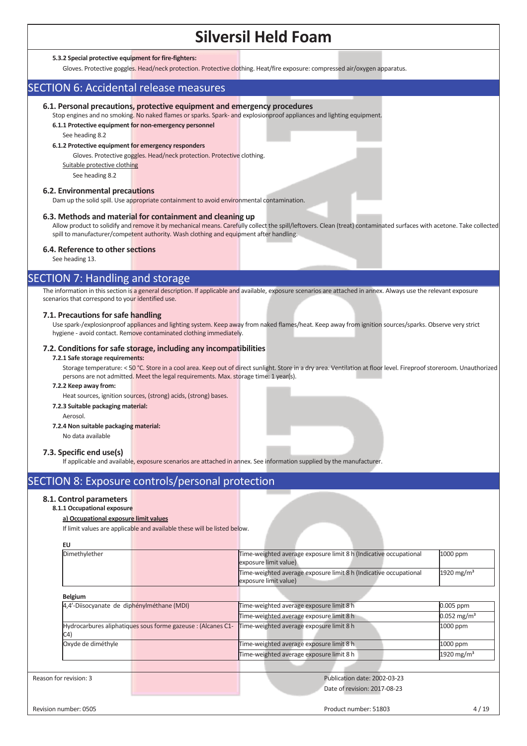#### 5.3.2 Special protective equipment for fire-fighters:

Gloves. Protective goggles. Head/neck protection. Protective clothing. Heat/fire exposure: compressed air/oxygen apparatus.

## SECTION 6: Accidental release measures

### 6.1. Personal precautions, protective equipment and emergency procedures

Stop engines and no smoking. No naked flames or sparks. Spark- and explosionproof appliances and lighting equipment.

#### 6.1.1 Protective equipment for non-emergency personnel

See heading 8.2

#### 6.1.2 Protective equipment for emergency responders

Gloves. Protective goggles. Head/neck protection. Protective clothing.

Suitable protective clothing

See heading 8.2

### 6.2. Environmental precautions

Dam up the solid spill. Use appropriate containment to avoid environmental contamination.

### 6.3. Methods and material for containment and cleaning up

Allow product to solidify and remove it by mechanical means. Carefully collect the spill/leftovers. Clean (treat) contaminated surfaces with acetone. Take collected spill to manufacturer/competent authority. Wash clothing and equipment after handling.

### 6.4. Reference to other sections

See heading 13.

## SECTION 7: Handling and storage

The information in this section is a general description. If applicable and available, exposure scenarios are attached in annex. Always use the relevant exposure scenarios that correspond to your identified use.

### 7.1. Precautions for safe handling

Use spark-/explosionproof appliances and lighting system. Keep away from naked flames/heat. Keep away from ignition sources/sparks. Observe very strict hygiene - avoid contact. Remove contaminated clothing immediately.

### 7.2. Conditions for safe storage, including any incompatibilities

#### 7.2.1 Safe storage requirements:

Storage temperature: < 50 °C. Store in a cool area. Keep out of direct sunlight. Store in a dry area. Ventilation at floor level. Fireproof storeroom. Unauthorized persons are not admitted. Meet the legal requirements. Max. storage time: 1 year(s).

#### 7.2.2 Keep away from:

Heat sources, ignition sources, (strong) acids, (strong) bases.

#### 7.2.3 Suitable packaging material:

Aerosol.

#### 7.2.4 Non suitable packaging material:

No data available

### 7.3. Specific end use(s)

If applicable and available, exposure scenarios are attached in annex. See information supplied by the manufacturer.

## SECTION 8: Exposure controls/personal protection

### 8.1. Control parameters

#### 8.1.1 Occupational exposure

**a) Occupational exposure limit values**

If limit values are applicable and available these will be listed below.

**EU**

| | | |
|---|---|---|
| Dimethylether | Time-weighted average exposure limit 8 h (Indicative occupational exposure limit value) | 1000 ppm |
| | Time-weighted average exposure limit 8 h (Indicative occupational exposure limit value) | 1920 mg/m³ |

**Belgium**

| | | |
|---|---|---|
| 4,4'-Diisocyanate de diphénylméthane (MDI) | Time-weighted average exposure limit 8 h | 0.005 ppm |
| | Time-weighted average exposure limit 8 h | 0.052 mg/m³ |
| Hydrocarbures aliphatiques sous forme gazeuse : (Alcanes C1-C4) | Time-weighted average exposure limit 8 h | 1000 ppm |
| Oxyde de diméthyle | Time-weighted average exposure limit 8 h | 1000 ppm |
| | Time-weighted average exposure limit 8 h | 1920 mg/m³ |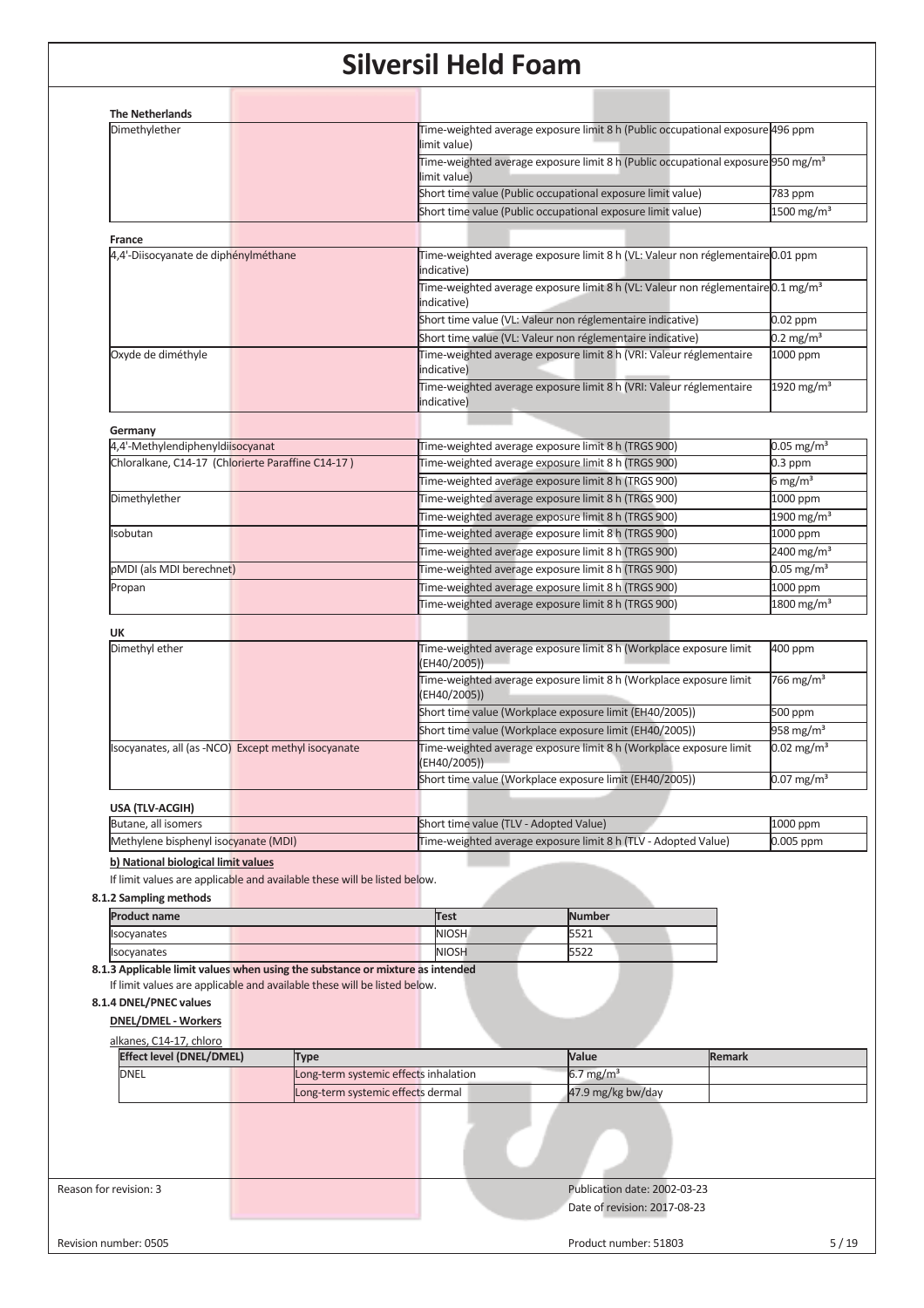# Silversil Held Foam

**The Netherlands**

| | | |
|---|---|---|
| Dimethylether | Time-weighted average exposure limit 8 h (Public occupational exposure limit value) | 496 ppm |
| | Time-weighted average exposure limit 8 h (Public occupational exposure limit value) | 950 mg/m³ |
| | Short time value (Public occupational exposure limit value) | 783 ppm |
| | Short time value (Public occupational exposure limit value) | 1500 mg/m³ |

**France**

| | | |
|---|---|---|
| 4,4'-Diisocyanate de diphénylméthane | Time-weighted average exposure limit 8 h (VL: Valeur non réglementaire indicative) | 0.01 ppm |
| | Time-weighted average exposure limit 8 h (VL: Valeur non réglementaire indicative) | 0.1 mg/m³ |
| | Short time value (VL: Valeur non réglementaire indicative) | 0.02 ppm |
| | Short time value (VL: Valeur non réglementaire indicative) | 0.2 mg/m³ |
| Oxyde de diméthyle | Time-weighted average exposure limit 8 h (VRI: Valeur réglementaire indicative) | 1000 ppm |
| | Time-weighted average exposure limit 8 h (VRI: Valeur réglementaire indicative) | 1920 mg/m³ |

**Germany**

| | | |
|---|---|---|
| 4,4'-Methylendiphenyldiisocyanat | Time-weighted average exposure limit 8 h (TRGS 900) | 0.05 mg/m³ |
| Chloralkane, C14-17 (Chlorierte Paraffine C14-17 ) | Time-weighted average exposure limit 8 h (TRGS 900) | 0.3 ppm |
| | Time-weighted average exposure limit 8 h (TRGS 900) | 6 mg/m³ |
| Dimethylether | Time-weighted average exposure limit 8 h (TRGS 900) | 1000 ppm |
| | Time-weighted average exposure limit 8 h (TRGS 900) | 1900 mg/m³ |
| Isobutan | Time-weighted average exposure limit 8 h (TRGS 900) | 1000 ppm |
| | Time-weighted average exposure limit 8 h (TRGS 900) | 2400 mg/m³ |
| pMDI (als MDI berechnet) | Time-weighted average exposure limit 8 h (TRGS 900) | 0.05 mg/m³ |
| Propan | Time-weighted average exposure limit 8 h (TRGS 900) | 1000 ppm |
| | Time-weighted average exposure limit 8 h (TRGS 900) | 1800 mg/m³ |

**UK**

| | | |
|---|---|---|
| Dimethyl ether | Time-weighted average exposure limit 8 h (Workplace exposure limit (EH40/2005)) | 400 ppm |
| | Time-weighted average exposure limit 8 h (Workplace exposure limit (EH40/2005)) | 766 mg/m³ |
| | Short time value (Workplace exposure limit (EH40/2005)) | 500 ppm |
| | Short time value (Workplace exposure limit (EH40/2005)) | 958 mg/m³ |
| Isocyanates, all (as -NCO) Except methyl isocyanate | Time-weighted average exposure limit 8 h (Workplace exposure limit (EH40/2005)) | 0.02 mg/m³ |
| | Short time value (Workplace exposure limit (EH40/2005)) | 0.07 mg/m³ |

**USA (TLV-ACGIH)**

| | | |
|---|---|---|
| Butane, all isomers | Short time value (TLV - Adopted Value) | 1000 ppm |
| Methylene bisphenyl isocyanate (MDI) | Time-weighted average exposure limit 8 h (TLV - Adopted Value) | 0.005 ppm |

**b) National biological limit values**

If limit values are applicable and available these will be listed below.

**8.1.2 Sampling methods**

| Product name | Test | Number |
|---|---|---|
| Isocyanates | NIOSH | 5521 |
| Isocyanates | NIOSH | 5522 |

**8.1.3 Applicable limit values when using the substance or mixture as intended**

If limit values are applicable and available these will be listed below.

**8.1.4 DNEL/PNEC values**

**DNEL/DMEL - Workers**

alkanes, C14-17, chloro

| Effect level (DNEL/DMEL) | Type | Value | Remark |
|---|---|---|---|
| DNEL | Long-term systemic effects inhalation | 6.7 mg/m³ | |
| | Long-term systemic effects dermal | 47.9 mg/kg bw/day | |

Reason for revision: 3

Publication date: 2002-03-23

Date of revision: 2017-08-23

Revision number: 0505

Product number: 51803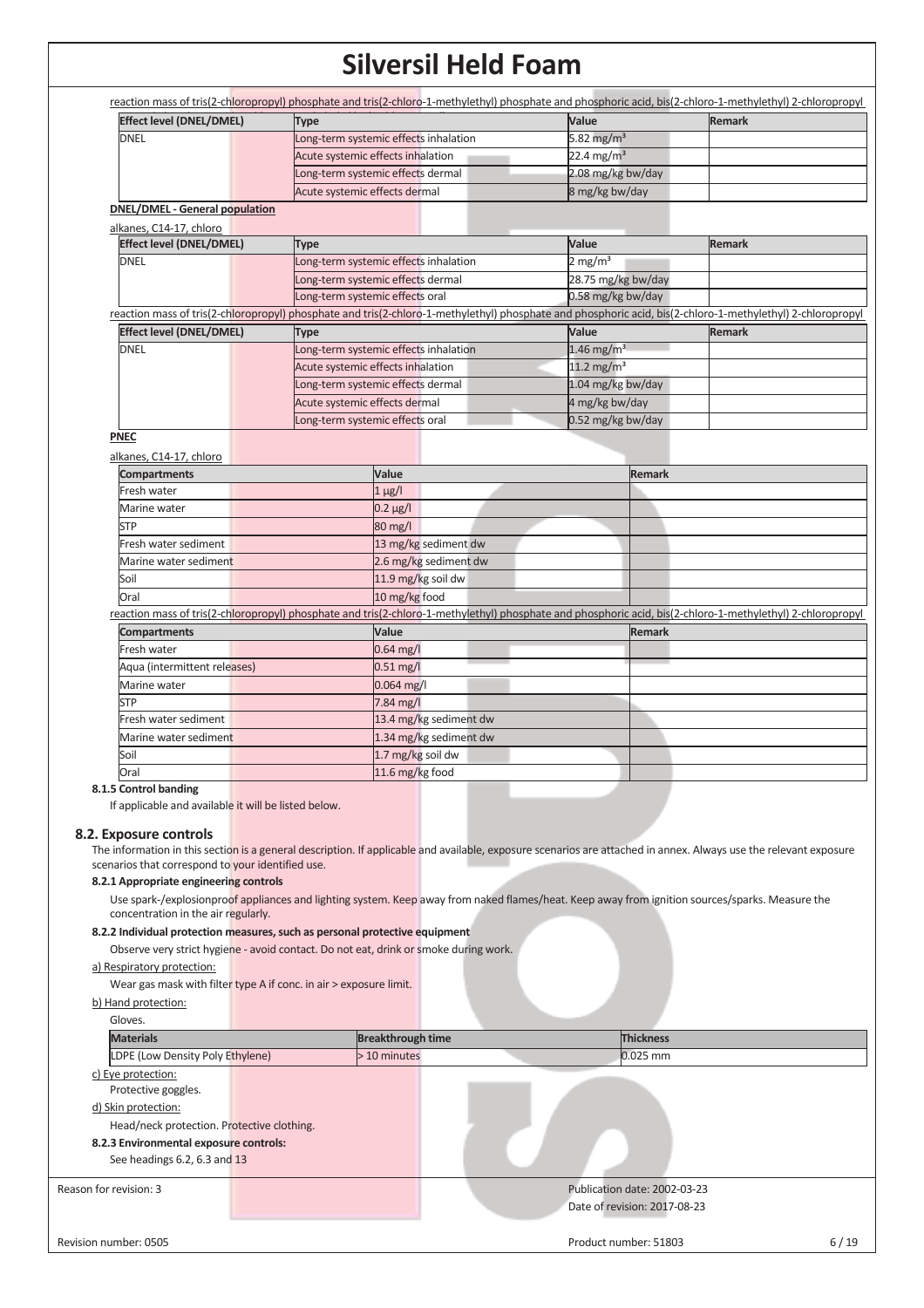reaction mass of tris(2-chloropropyl) phosphate and tris(2-chloro-1-methylethyl) phosphate and phosphoric acid, bis(2-chloro-1-methylethyl) 2-chloropropyl

| Effect level (DNEL/DMEL) | Type | Value | Remark |
|---|---|---|---|
| DNEL | Long-term systemic effects inhalation | 5.82 mg/m³ | |
| | Acute systemic effects inhalation | 22.4 mg/m³ | |
| | Long-term systemic effects dermal | 2.08 mg/kg bw/day | |
| | Acute systemic effects dermal | 8 mg/kg bw/day | |

**DNEL/DMEL - General population**

alkanes, C14-17, chloro

| Effect level (DNEL/DMEL) | Type | Value | Remark |
|---|---|---|---|
| DNEL | Long-term systemic effects inhalation | 2 mg/m³ | |
| | Long-term systemic effects dermal | 28.75 mg/kg bw/day | |
| | Long-term systemic effects oral | 0.58 mg/kg bw/day | |

reaction mass of tris(2-chloropropyl) phosphate and tris(2-chloro-1-methylethyl) phosphate and phosphoric acid, bis(2-chloro-1-methylethyl) 2-chloropropyl

| Effect level (DNEL/DMEL) | Type | Value | Remark |
|---|---|---|---|
| DNEL | Long-term systemic effects inhalation | 1.46 mg/m³ | |
| | Acute systemic effects inhalation | 11.2 mg/m³ | |
| | Long-term systemic effects dermal | 1.04 mg/kg bw/day | |
| | Acute systemic effects dermal | 4 mg/kg bw/day | |
| | Long-term systemic effects oral | 0.52 mg/kg bw/day | |

**PNEC**

alkanes, C14-17, chloro

| Compartments | Value | Remark |
|---|---|---|
| Fresh water | 1 µg/l | |
| Marine water | 0.2 µg/l | |
| STP | 80 mg/l | |
| Fresh water sediment | 13 mg/kg sediment dw | |
| Marine water sediment | 2.6 mg/kg sediment dw | |
| Soil | 11.9 mg/kg soil dw | |
| Oral | 10 mg/kg food | |

reaction mass of tris(2-chloropropyl) phosphate and tris(2-chloro-1-methylethyl) phosphate and phosphoric acid, bis(2-chloro-1-methylethyl) 2-chloropropyl

| Compartments | Value | Remark |
|---|---|---|
| Fresh water | 0.64 mg/l | |
| Aqua (intermittent releases) | 0.51 mg/l | |
| Marine water | 0.064 mg/l | |
| STP | 7.84 mg/l | |
| Fresh water sediment | 13.4 mg/kg sediment dw | |
| Marine water sediment | 1.34 mg/kg sediment dw | |
| Soil | 1.7 mg/kg soil dw | |
| Oral | 11.6 mg/kg food | |

**8.1.5 Control banding**

If applicable and available it will be listed below.

## 8.2. Exposure controls

The information in this section is a general description. If applicable and available, exposure scenarios are attached in annex. Always use the relevant exposure scenarios that correspond to your identified use.

**8.2.1 Appropriate engineering controls**

Use spark-/explosionproof appliances and lighting system. Keep away from naked flames/heat. Keep away from ignition sources/sparks. Measure the concentration in the air regularly.

**8.2.2 Individual protection measures, such as personal protective equipment**

Observe very strict hygiene - avoid contact. Do not eat, drink or smoke during work.

a) Respiratory protection:

Wear gas mask with filter type A if conc. in air > exposure limit.

b) Hand protection:

Gloves.

| Materials | Breakthrough time | Thickness |
|---|---|---|
| LDPE (Low Density Poly Ethylene) | > 10 minutes | 0.025 mm |

c) Eye protection:

Protective goggles.

d) Skin protection:

Head/neck protection. Protective clothing.

**8.2.3 Environmental exposure controls:**

See headings 6.2, 6.3 and 13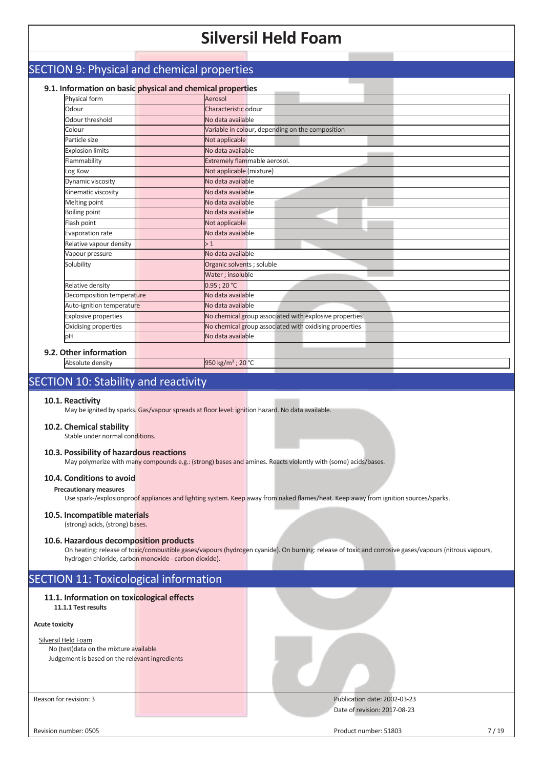## SECTION 9: Physical and chemical properties

### 9.1. Information on basic physical and chemical properties

| Property | Value |
|---|---|
| Physical form | Aerosol |
| Odour | Characteristic odour |
| Odour threshold | No data available |
| Colour | Variable in colour, depending on the composition |
| Particle size | Not applicable |
| Explosion limits | No data available |
| Flammability | Extremely flammable aerosol. |
| Log Kow | Not applicable (mixture) |
| Dynamic viscosity | No data available |
| Kinematic viscosity | No data available |
| Melting point | No data available |
| Boiling point | No data available |
| Flash point | Not applicable |
| Evaporation rate | No data available |
| Relative vapour density | > 1 |
| Vapour pressure | No data available |
| Solubility | Organic solvents ; soluble |
| | Water ; insoluble |
| Relative density | 0.95 ; 20 °C |
| Decomposition temperature | No data available |
| Auto-ignition temperature | No data available |
| Explosive properties | No chemical group associated with explosive properties |
| Oxidising properties | No chemical group associated with oxidising properties |
| pH | No data available |

### 9.2. Other information

| Property | Value |
|---|---|
| Absolute density | 950 kg/m³ ; 20 °C |

## SECTION 10: Stability and reactivity

### 10.1. Reactivity

May be ignited by sparks. Gas/vapour spreads at floor level: ignition hazard. No data available.

### 10.2. Chemical stability

Stable under normal conditions.

### 10.3. Possibility of hazardous reactions

May polymerize with many compounds e.g.: (strong) bases and amines. Reacts violently with (some) acids/bases.

### 10.4. Conditions to avoid

**Precautionary measures**

Use spark-/explosionproof appliances and lighting system. Keep away from naked flames/heat. Keep away from ignition sources/sparks.

### 10.5. Incompatible materials

(strong) acids, (strong) bases.

### 10.6. Hazardous decomposition products

On heating: release of toxic/combustible gases/vapours (hydrogen cyanide). On burning: release of toxic and corrosive gases/vapours (nitrous vapours, hydrogen chloride, carbon monoxide - carbon dioxide).

## SECTION 11: Toxicological information

### 11.1. Information on toxicological effects

**11.1.1 Test results**

**Acute toxicity**

Silversil Held Foam

No (test)data on the mixture available

Judgement is based on the relevant ingredients

Reason for revision: 3

Publication date: 2002-03-23

Date of revision: 2017-08-23

Revision number: 0505

Product number: 51803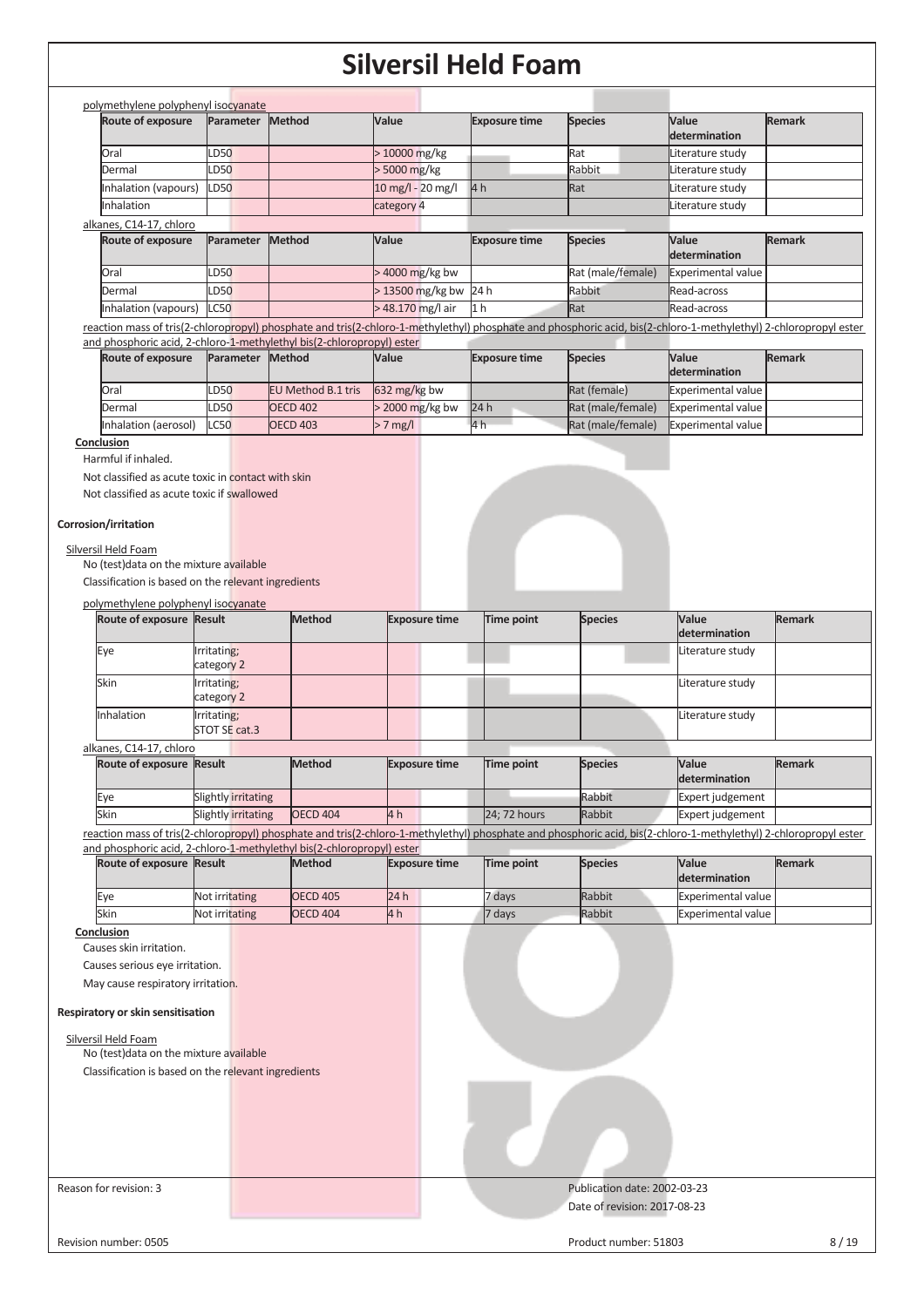polymethylene polyphenyl isocyanate

| Route of exposure | Parameter | Method | Value | Exposure time | Species | Value determination | Remark |
|---|---|---|---|---|---|---|---|
| Oral | LD50 | | > 10000 mg/kg | | Rat | Literature study | |
| Dermal | LD50 | | > 5000 mg/kg | | Rabbit | Literature study | |
| Inhalation (vapours) | LD50 | | 10 mg/l - 20 mg/l | 4 h | Rat | Literature study | |
| Inhalation | | | category 4 | | | Literature study | |

alkanes, C14-17, chloro

| Route of exposure | Parameter | Method | Value | Exposure time | Species | Value determination | Remark |
|---|---|---|---|---|---|---|---|
| Oral | LD50 | | > 4000 mg/kg bw | | Rat (male/female) | Experimental value | |
| Dermal | LD50 | | > 13500 mg/kg bw | 24 h | Rabbit | Read-across | |
| Inhalation (vapours) | LC50 | | > 48.170 mg/l air | 1 h | Rat | Read-across | |

reaction mass of tris(2-chloropropyl) phosphate and tris(2-chloro-1-methylethyl) phosphate and phosphoric acid, bis(2-chloro-1-methylethyl) 2-chloropropyl ester and phosphoric acid, 2-chloro-1-methylethyl bis(2-chloropropyl) ester

| Route of exposure | Parameter | Method | Value | Exposure time | Species | Value determination | Remark |
|---|---|---|---|---|---|---|---|
| Oral | LD50 | EU Method B.1 tris | 632 mg/kg bw | | Rat (female) | Experimental value | |
| Dermal | LD50 | OECD 402 | > 2000 mg/kg bw | 24 h | Rat (male/female) | Experimental value | |
| Inhalation (aerosol) | LC50 | OECD 403 | > 7 mg/l | 4 h | Rat (male/female) | Experimental value | |

**Conclusion**

Harmful if inhaled.

Not classified as acute toxic in contact with skin

Not classified as acute toxic if swallowed

**Corrosion/irritation**

Silversil Held Foam

No (test)data on the mixture available

Classification is based on the relevant ingredients

polymethylene polyphenyl isocyanate

| Route of exposure | Result | Method | Exposure time | Time point | Species | Value determination | Remark |
|---|---|---|---|---|---|---|---|
| Eye | Irritating; category 2 | | | | | Literature study | |
| Skin | Irritating; category 2 | | | | | Literature study | |
| Inhalation | Irritating; STOT SE cat.3 | | | | | Literature study | |

alkanes, C14-17, chloro

| Route of exposure | Result | Method | Exposure time | Time point | Species | Value determination | Remark |
|---|---|---|---|---|---|---|---|
| Eye | Slightly irritating | | | | Rabbit | Expert judgement | |
| Skin | Slightly irritating | OECD 404 | 4 h | 24; 72 hours | Rabbit | Expert judgement | |

reaction mass of tris(2-chloropropyl) phosphate and tris(2-chloro-1-methylethyl) phosphate and phosphoric acid, bis(2-chloro-1-methylethyl) 2-chloropropyl ester and phosphoric acid, 2-chloro-1-methylethyl bis(2-chloropropyl) ester

| Route of exposure | Result | Method | Exposure time | Time point | Species | Value determination | Remark |
|---|---|---|---|---|---|---|---|
| Eye | Not irritating | OECD 405 | 24 h | 7 days | Rabbit | Experimental value | |
| Skin | Not irritating | OECD 404 | 4 h | 7 days | Rabbit | Experimental value | |

**Conclusion**

Causes skin irritation.

Causes serious eye irritation.

May cause respiratory irritation.

**Respiratory or skin sensitisation**

Silversil Held Foam

No (test)data on the mixture available

Classification is based on the relevant ingredients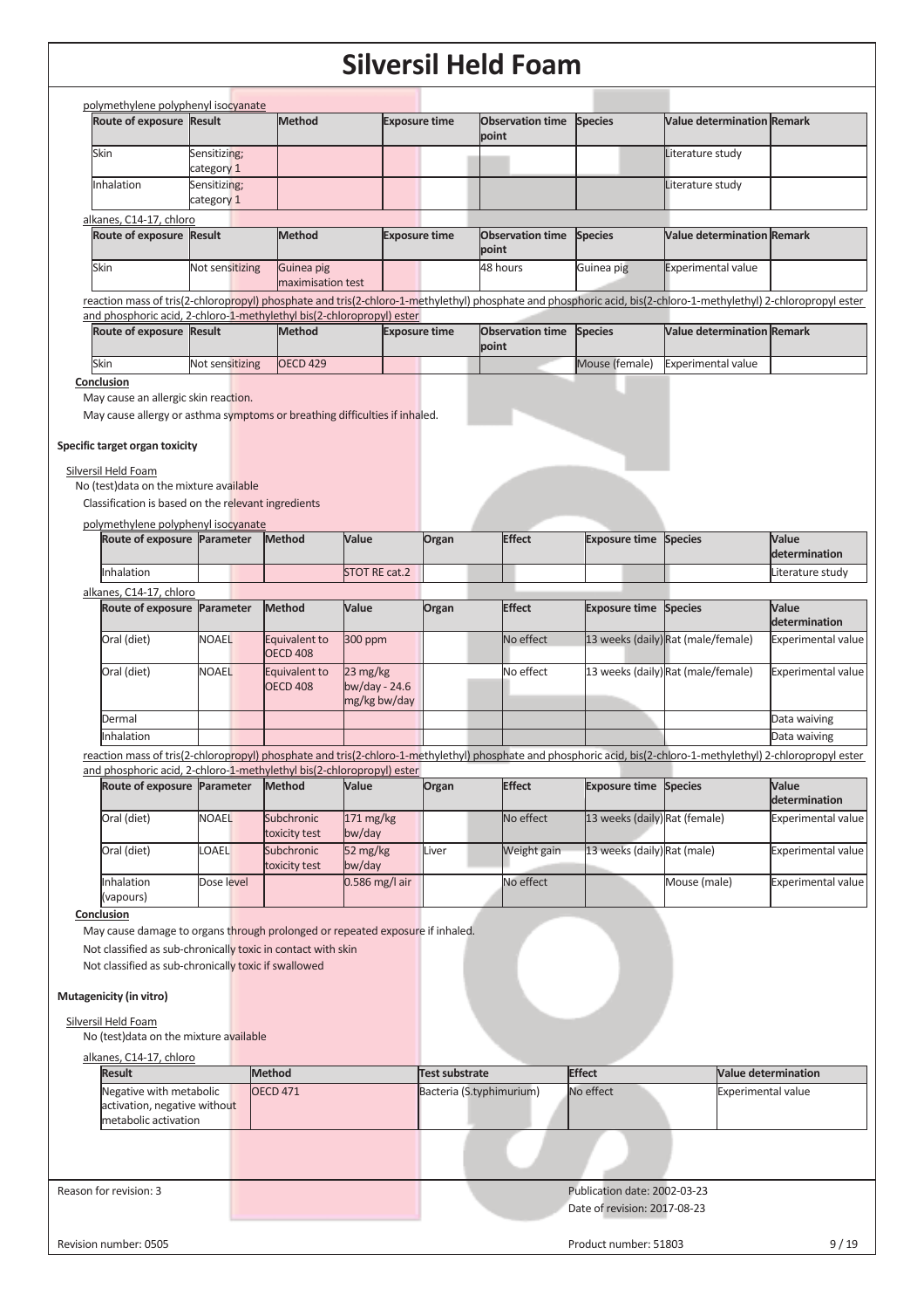# Silversil Held Foam

polymethylene polyphenyl isocyanate

| Route of exposure | Result | Method | Exposure time | Observation time point | Species | Value determination | Remark |
|---|---|---|---|---|---|---|---|
| Skin | Sensitizing; category 1 | | | | | Literature study | |
| Inhalation | Sensitizing; category 1 | | | | | Literature study | |

alkanes, C14-17, chloro

| Route of exposure | Result | Method | Exposure time | Observation time point | Species | Value determination | Remark |
|---|---|---|---|---|---|---|---|
| Skin | Not sensitizing | Guinea pig maximisation test | | 48 hours | Guinea pig | Experimental value | |

reaction mass of tris(2-chloropropyl) phosphate and tris(2-chloro-1-methylethyl) phosphate and phosphoric acid, bis(2-chloro-1-methylethyl) 2-chloropropyl ester and phosphoric acid, 2-chloro-1-methylethyl bis(2-chloropropyl) ester

| Route of exposure | Result | Method | Exposure time | Observation time point | Species | Value determination | Remark |
|---|---|---|---|---|---|---|---|
| Skin | Not sensitizing | OECD 429 | | | Mouse (female) | Experimental value | |

**Conclusion**

May cause an allergic skin reaction.

May cause allergy or asthma symptoms or breathing difficulties if inhaled.

**Specific target organ toxicity**

Silversil Held Foam

No (test)data on the mixture available

Classification is based on the relevant ingredients

polymethylene polyphenyl isocyanate

| Route of exposure | Parameter | Method | Value | Organ | Effect | Exposure time | Species | Value determination |
|---|---|---|---|---|---|---|---|---|
| Inhalation | | | STOT RE cat.2 | | | | | Literature study |

alkanes, C14-17, chloro

| Route of exposure | Parameter | Method | Value | Organ | Effect | Exposure time | Species | Value determination |
|---|---|---|---|---|---|---|---|---|
| Oral (diet) | NOAEL | Equivalent to OECD 408 | 300 ppm | | No effect | 13 weeks (daily) | Rat (male/female) | Experimental value |
| Oral (diet) | NOAEL | Equivalent to OECD 408 | 23 mg/kg bw/day - 24.6 mg/kg bw/day | | No effect | 13 weeks (daily) | Rat (male/female) | Experimental value |
| Dermal | | | | | | | | Data waiving |
| Inhalation | | | | | | | | Data waiving |

reaction mass of tris(2-chloropropyl) phosphate and tris(2-chloro-1-methylethyl) phosphate and phosphoric acid, bis(2-chloro-1-methylethyl) 2-chloropropyl ester and phosphoric acid, 2-chloro-1-methylethyl bis(2-chloropropyl) ester

| Route of exposure | Parameter | Method | Value | Organ | Effect | Exposure time | Species | Value determination |
|---|---|---|---|---|---|---|---|---|
| Oral (diet) | NOAEL | Subchronic toxicity test | 171 mg/kg bw/day | | No effect | 13 weeks (daily) | Rat (female) | Experimental value |
| Oral (diet) | LOAEL | Subchronic toxicity test | 52 mg/kg bw/day | Liver | Weight gain | 13 weeks (daily) | Rat (male) | Experimental value |
| Inhalation (vapours) | Dose level | | 0.586 mg/l air | | No effect | | Mouse (male) | Experimental value |

**Conclusion**

May cause damage to organs through prolonged or repeated exposure if inhaled.

Not classified as sub-chronically toxic in contact with skin

Not classified as sub-chronically toxic if swallowed

**Mutagenicity (in vitro)**

Silversil Held Foam

No (test)data on the mixture available

alkanes, C14-17, chloro

| Result | Method | Test substrate | Effect | Value determination |
|---|---|---|---|---|
| Negative with metabolic activation, negative without metabolic activation | OECD 471 | Bacteria (S.typhimurium) | No effect | Experimental value |

Reason for revision: 3

Publication date: 2002-03-23

Date of revision: 2017-08-23

Revision number: 0505

Product number: 51803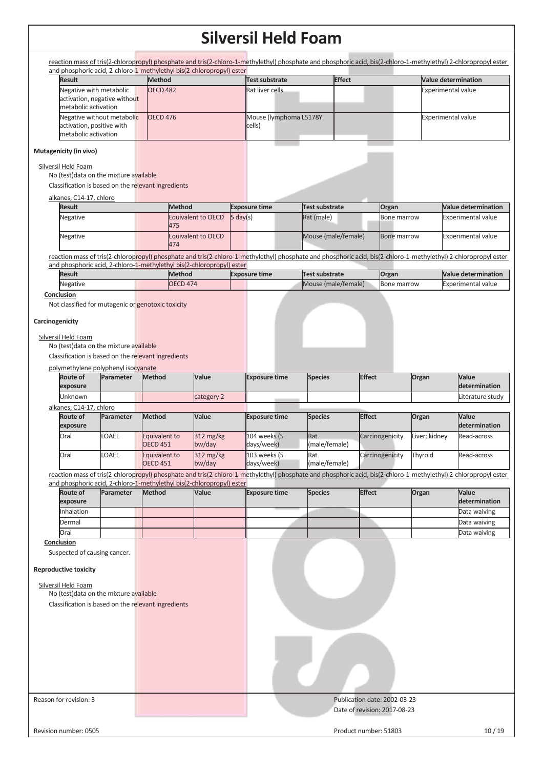reaction mass of tris(2-chloropropyl) phosphate and tris(2-chloro-1-methylethyl) phosphate and phosphoric acid, bis(2-chloro-1-methylethyl) 2-chloropropyl ester and phosphoric acid, 2-chloro-1-methylethyl bis(2-chloropropyl) ester

| Result | Method | Test substrate | Effect | Value determination |
| --- | --- | --- | --- | --- |
| Negative with metabolic activation, negative without metabolic activation | OECD 482 | Rat liver cells | | Experimental value |
| Negative without metabolic activation, positive with metabolic activation | OECD 476 | Mouse (lymphoma L5178Y cells) | | Experimental value |

**Mutagenicity (in vivo)**

Silversil Held Foam

No (test)data on the mixture available

Classification is based on the relevant ingredients

alkanes, C14-17, chloro

| Result | Method | Exposure time | Test substrate | Organ | Value determination |
| --- | --- | --- | --- | --- | --- |
| Negative | Equivalent to OECD 475 | 5 day(s) | Rat (male) | Bone marrow | Experimental value |
| Negative | Equivalent to OECD 474 | | Mouse (male/female) | Bone marrow | Experimental value |

reaction mass of tris(2-chloropropyl) phosphate and tris(2-chloro-1-methylethyl) phosphate and phosphoric acid, bis(2-chloro-1-methylethyl) 2-chloropropyl ester and phosphoric acid, 2-chloro-1-methylethyl bis(2-chloropropyl) ester

| Result | Method | Exposure time | Test substrate | Organ | Value determination |
| --- | --- | --- | --- | --- | --- |
| Negative | OECD 474 | | Mouse (male/female) | Bone marrow | Experimental value |

**Conclusion**

Not classified for mutagenic or genotoxic toxicity

**Carcinogenicity**

Silversil Held Foam

No (test)data on the mixture available

Classification is based on the relevant ingredients

polymethylene polyphenyl isocyanate

| Route of exposure | Parameter | Method | Value | Exposure time | Species | Effect | Organ | Value determination |
| --- | --- | --- | --- | --- | --- | --- | --- | --- |
| Unknown | | | category 2 | | | | | Literature study |

alkanes, C14-17, chloro

| Route of exposure | Parameter | Method | Value | Exposure time | Species | Effect | Organ | Value determination |
| --- | --- | --- | --- | --- | --- | --- | --- | --- |
| Oral | LOAEL | Equivalent to OECD 451 | 312 mg/kg bw/day | 104 weeks (5 days/week) | Rat (male/female) | Carcinogenicity | Liver; kidney | Read-across |
| Oral | LOAEL | Equivalent to OECD 451 | 312 mg/kg bw/day | 103 weeks (5 days/week) | Rat (male/female) | Carcinogenicity | Thyroid | Read-across |

reaction mass of tris(2-chloropropyl) phosphate and tris(2-chloro-1-methylethyl) phosphate and phosphoric acid, bis(2-chloro-1-methylethyl) 2-chloropropyl ester and phosphoric acid, 2-chloro-1-methylethyl bis(2-chloropropyl) ester

| Route of exposure | Parameter | Method | Value | Exposure time | Species | Effect | Organ | Value determination |
| --- | --- | --- | --- | --- | --- | --- | --- | --- |
| Inhalation | | | | | | | | Data waiving |
| Dermal | | | | | | | | Data waiving |
| Oral | | | | | | | | Data waiving |

**Conclusion**

Suspected of causing cancer.

**Reproductive toxicity**

Silversil Held Foam

No (test)data on the mixture available

Classification is based on the relevant ingredients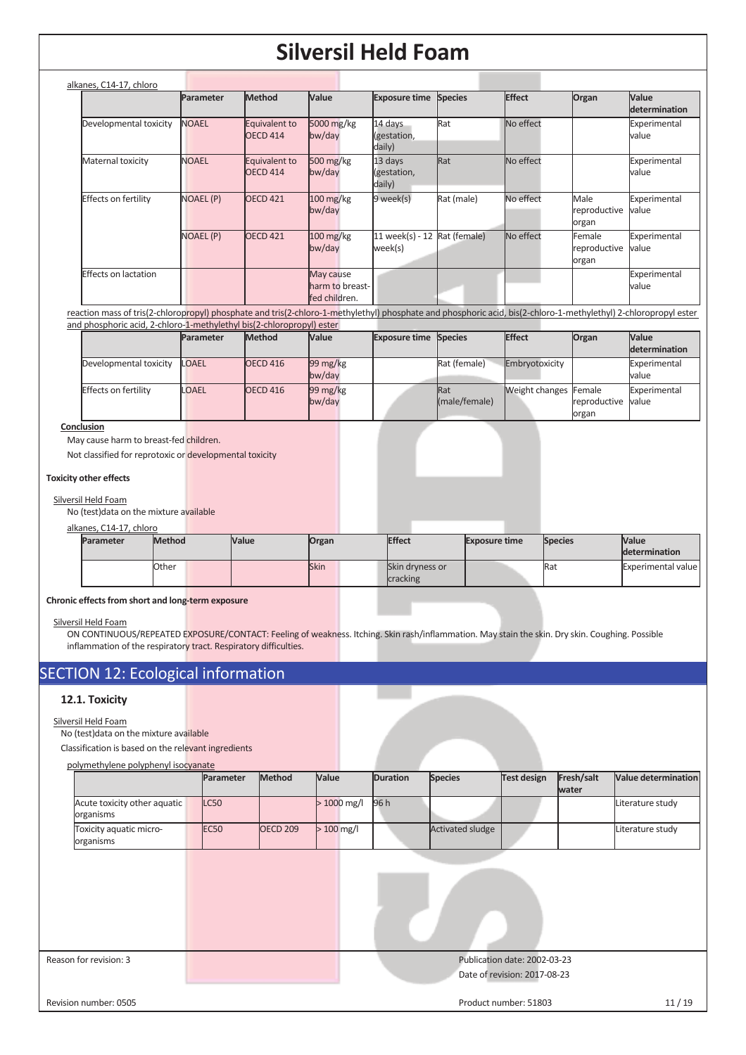alkanes, C14-17, chloro

| | Parameter | Method | Value | Exposure time | Species | Effect | Organ | Value determination |
|---|---|---|---|---|---|---|---|---|
| Developmental toxicity | NOAEL | Equivalent to OECD 414 | 5000 mg/kg bw/day | 14 days (gestation, daily) | Rat | No effect | | Experimental value |
| Maternal toxicity | NOAEL | Equivalent to OECD 414 | 500 mg/kg bw/day | 13 days (gestation, daily) | Rat | No effect | | Experimental value |
| Effects on fertility | NOAEL (P) | OECD 421 | 100 mg/kg bw/day | 9 week(s) | Rat (male) | No effect | Male reproductive organ | Experimental value |
| | NOAEL (P) | OECD 421 | 100 mg/kg bw/day | 11 week(s) - 12 week(s) | Rat (female) | No effect | Female reproductive organ | Experimental value |
| Effects on lactation | | | May cause harm to breast-fed children. | | | | | Experimental value |

reaction mass of tris(2-chloropropyl) phosphate and tris(2-chloro-1-methylethyl) phosphate and phosphoric acid, bis(2-chloro-1-methylethyl) 2-chloropropyl ester and phosphoric acid, 2-chloro-1-methylethyl bis(2-chloropropyl) ester

| | Parameter | Method | Value | Exposure time | Species | Effect | Organ | Value determination |
|---|---|---|---|---|---|---|---|---|
| Developmental toxicity | LOAEL | OECD 416 | 99 mg/kg bw/day | | Rat (female) | Embryotoxicity | | Experimental value |
| Effects on fertility | LOAEL | OECD 416 | 99 mg/kg bw/day | | Rat (male/female) | Weight changes | Female reproductive organ | Experimental value |

**Conclusion**

May cause harm to breast-fed children.

Not classified for reprotoxic or developmental toxicity

**Toxicity other effects**

Silversil Held Foam

No (test)data on the mixture available

alkanes, C14-17, chloro

| Parameter | Method | Value | Organ | Effect | Exposure time | Species | Value determination |
|---|---|---|---|---|---|---|---|
| | Other | | Skin | Skin dryness or cracking | | Rat | Experimental value |

**Chronic effects from short and long-term exposure**

Silversil Held Foam

ON CONTINUOUS/REPEATED EXPOSURE/CONTACT: Feeling of weakness. Itching. Skin rash/inflammation. May stain the skin. Dry skin. Coughing. Possible inflammation of the respiratory tract. Respiratory difficulties.

## SECTION 12: Ecological information

### 12.1. Toxicity

Silversil Held Foam

No (test)data on the mixture available

Classification is based on the relevant ingredients

polymethylene polyphenyl isocyanate

| | Parameter | Method | Value | Duration | Species | Test design | Fresh/salt water | Value determination |
|---|---|---|---|---|---|---|---|---|
| Acute toxicity other aquatic organisms | LC50 | | > 1000 mg/l | 96 h | | | | Literature study |
| Toxicity aquatic micro-organisms | EC50 | OECD 209 | > 100 mg/l | | Activated sludge | | | Literature study |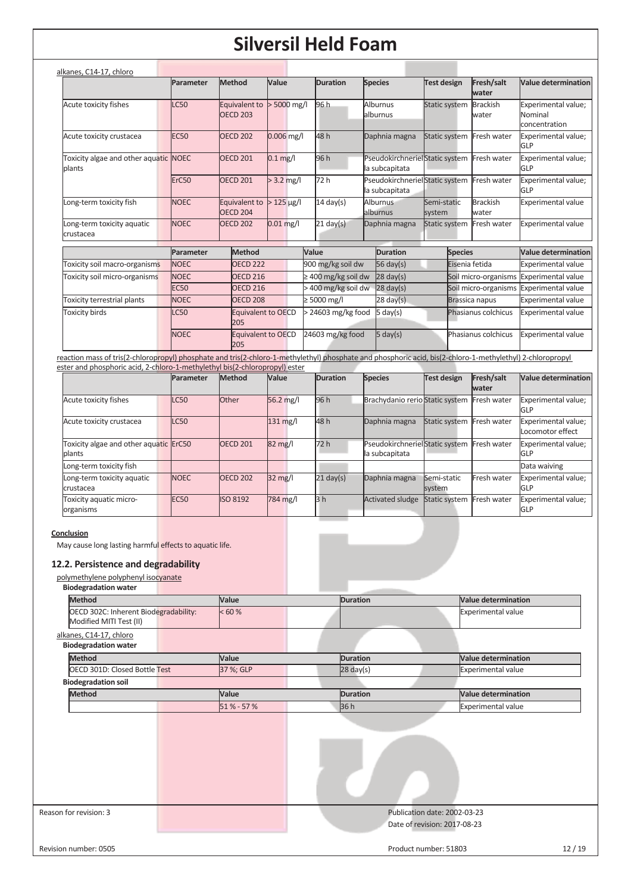alkanes, C14-17, chloro

| | Parameter | Method | Value | Duration | Species | Test design | Fresh/salt water | Value determination |
|---|---|---|---|---|---|---|---|---|
| Acute toxicity fishes | LC50 | Equivalent to OECD 203 | > 5000 mg/l | 96 h | Alburnus alburnus | Static system | Brackish water | Experimental value; Nominal concentration |
| Acute toxicity crustacea | EC50 | OECD 202 | 0.006 mg/l | 48 h | Daphnia magna | Static system | Fresh water | Experimental value; GLP |
| Toxicity algae and other aquatic plants | NOEC | OECD 201 | 0.1 mg/l | 96 h | Pseudokirchneriella subcapitata | Static system | Fresh water | Experimental value; GLP |
| | ErC50 | OECD 201 | > 3.2 mg/l | 72 h | Pseudokirchneriella subcapitata | Static system | Fresh water | Experimental value; GLP |
| Long-term toxicity fish | NOEC | Equivalent to OECD 204 | > 125 µg/l | 14 day(s) | Alburnus alburnus | Semi-static system | Brackish water | Experimental value |
| Long-term toxicity aquatic crustacea | NOEC | OECD 202 | 0.01 mg/l | 21 day(s) | Daphnia magna | Static system | Fresh water | Experimental value |

| | Parameter | Method | Value | Duration | Species | Value determination |
|---|---|---|---|---|---|---|
| Toxicity soil macro-organisms | NOEC | OECD 222 | 900 mg/kg soil dw | 56 day(s) | Eisenia fetida | Experimental value |
| Toxicity soil micro-organisms | NOEC | OECD 216 | ≥ 400 mg/kg soil dw | 28 day(s) | Soil micro-organisms | Experimental value |
| | EC50 | OECD 216 | > 400 mg/kg soil dw | 28 day(s) | Soil micro-organisms | Experimental value |
| Toxicity terrestrial plants | NOEC | OECD 208 | ≥ 5000 mg/l | 28 day(s) | Brassica napus | Experimental value |
| Toxicity birds | LC50 | Equivalent to OECD 205 | > 24603 mg/kg food | 5 day(s) | Phasianus colchicus | Experimental value |
| | NOEC | Equivalent to OECD 205 | 24603 mg/kg food | 5 day(s) | Phasianus colchicus | Experimental value |

reaction mass of tris(2-chloropropyl) phosphate and tris(2-chloro-1-methylethyl) phosphate and phosphoric acid, bis(2-chloro-1-methylethyl) 2-chloropropyl ester and phosphoric acid, 2-chloro-1-methylethyl bis(2-chloropropyl) ester

| | Parameter | Method | Value | Duration | Species | Test design | Fresh/salt water | Value determination |
|---|---|---|---|---|---|---|---|---|
| Acute toxicity fishes | LC50 | Other | 56.2 mg/l | 96 h | Brachydanio rerio | Static system | Fresh water | Experimental value; GLP |
| Acute toxicity crustacea | LC50 | | 131 mg/l | 48 h | Daphnia magna | Static system | Fresh water | Experimental value; Locomotor effect |
| Toxicity algae and other aquatic plants | ErC50 | OECD 201 | 82 mg/l | 72 h | Pseudokirchneriella subcapitata | Static system | Fresh water | Experimental value; GLP |
| Long-term toxicity fish | | | | | | | | Data waiving |
| Long-term toxicity aquatic crustacea | NOEC | OECD 202 | 32 mg/l | 21 day(s) | Daphnia magna | Semi-static system | Fresh water | Experimental value; GLP |
| Toxicity aquatic micro-organisms | EC50 | ISO 8192 | 784 mg/l | 3 h | Activated sludge | Static system | Fresh water | Experimental value; GLP |

**Conclusion**

May cause long lasting harmful effects to aquatic life.

## 12.2. Persistence and degradability

polymethylene polyphenyl isocyanate

**Biodegradation water**

| Method | Value | Duration | Value determination |
|---|---|---|---|
| OECD 302C: Inherent Biodegradability: Modified MITI Test (II) | < 60 % | | Experimental value |

alkanes, C14-17, chloro

**Biodegradation water**

| Method | Value | Duration | Value determination |
|---|---|---|---|
| OECD 301D: Closed Bottle Test | 37 %; GLP | 28 day(s) | Experimental value |

**Biodegradation soil**

| Method | Value | Duration | Value determination |
|---|---|---|---|
| | 51 % - 57 % | 36 h | Experimental value |

Reason for revision: 3

Publication date: 2002-03-23

Date of revision: 2017-08-23

Revision number: 0505

Product number: 51803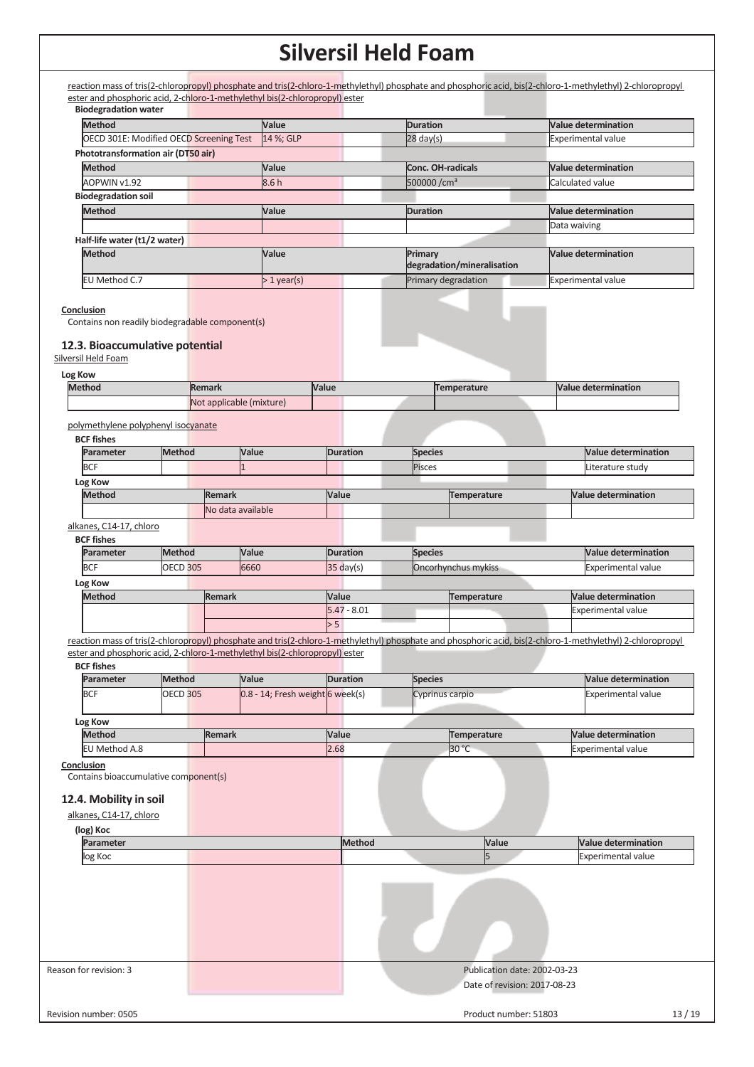reaction mass of tris(2-chloropropyl) phosphate and tris(2-chloro-1-methylethyl) phosphate and phosphoric acid, bis(2-chloro-1-methylethyl) 2-chloropropyl ester and phosphoric acid, 2-chloro-1-methylethyl bis(2-chloropropyl) ester

**Biodegradation water**

| Method | Value | Duration | Value determination |
|---|---|---|---|
| OECD 301E: Modified OECD Screening Test | 14 %; GLP | 28 day(s) | Experimental value |

**Phototransformation air (DT50 air)**

| Method | Value | Conc. OH-radicals | Value determination |
|---|---|---|---|
| AOPWIN v1.92 | 8.6 h | 500000 /cm³ | Calculated value |

**Biodegradation soil**

| Method | Value | Duration | Value determination |
|---|---|---|---|
| | | | Data waiving |

**Half-life water (t1/2 water)**

| Method | Value | Primary degradation/mineralisation | Value determination |
|---|---|---|---|
| EU Method C.7 | > 1 year(s) | Primary degradation | Experimental value |

**Conclusion**

Contains non readily biodegradable component(s)

### 12.3. Bioaccumulative potential

Silversil Held Foam

**Log Kow**

| Method | Remark | Value | Temperature | Value determination |
|---|---|---|---|---|
| | Not applicable (mixture) | | | |

polymethylene polyphenyl isocyanate

**BCF fishes**

| Parameter | Method | Value | Duration | Species | Value determination |
|---|---|---|---|---|---|
| BCF | | 1 | | Pisces | Literature study |

**Log Kow**

| Method | Remark | Value | Temperature | Value determination |
|---|---|---|---|---|
| | No data available | | | |

alkanes, C14-17, chloro

**BCF fishes**

| Parameter | Method | Value | Duration | Species | Value determination |
|---|---|---|---|---|---|
| BCF | OECD 305 | 6660 | 35 day(s) | Oncorhynchus mykiss | Experimental value |

**Log Kow**

| Method | Remark | Value | Temperature | Value determination |
|---|---|---|---|---|
| | | 5.47 - 8.01 | | Experimental value |
| | | > 5 | | |

reaction mass of tris(2-chloropropyl) phosphate and tris(2-chloro-1-methylethyl) phosphate and phosphoric acid, bis(2-chloro-1-methylethyl) 2-chloropropyl ester and phosphoric acid, 2-chloro-1-methylethyl bis(2-chloropropyl) ester

**BCF fishes**

| Parameter | Method | Value | Duration | Species | Value determination |
|---|---|---|---|---|---|
| BCF | OECD 305 | 0.8 - 14; Fresh weight | 6 week(s) | Cyprinus carpio | Experimental value |

**Log Kow**

| Method | Remark | Value | Temperature | Value determination |
|---|---|---|---|---|
| EU Method A.8 | | 2.68 | 30 °C | Experimental value |

**Conclusion**

Contains bioaccumulative component(s)

### 12.4. Mobility in soil

alkanes, C14-17, chloro

**(log) Koc**

| Parameter | Method | Value | Value determination |
|---|---|---|---|
| log Koc | | 5 | Experimental value |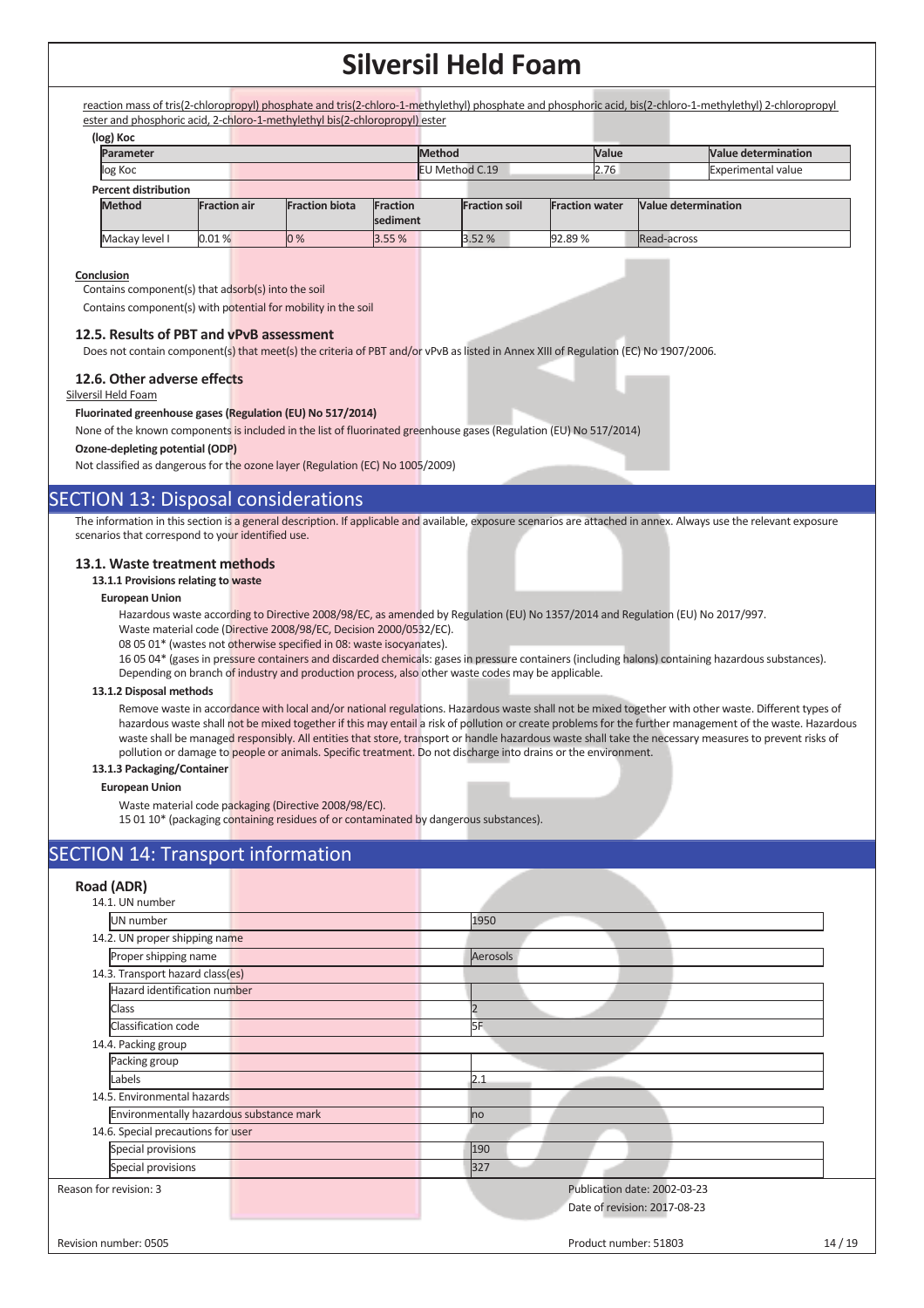reaction mass of tris(2-chloropropyl) phosphate and tris(2-chloro-1-methylethyl) phosphate and phosphoric acid, bis(2-chloro-1-methylethyl) 2-chloropropyl ester and phosphoric acid, 2-chloro-1-methylethyl bis(2-chloropropyl) ester

**(log) Koc**

| Parameter | Method | Value | Value determination |
|---|---|---|---|
| log Koc | EU Method C.19 | 2.76 | Experimental value |

**Percent distribution**

| Method | Fraction air | Fraction biota | Fraction sediment | Fraction soil | Fraction water | Value determination |
|---|---|---|---|---|---|---|
| Mackay level I | 0.01 % | 0 % | 3.55 % | 3.52 % | 92.89 % | Read-across |

**Conclusion**

Contains component(s) that adsorb(s) into the soil

Contains component(s) with potential for mobility in the soil

### 12.5. Results of PBT and vPvB assessment

Does not contain component(s) that meet(s) the criteria of PBT and/or vPvB as listed in Annex XIII of Regulation (EC) No 1907/2006.

### 12.6. Other adverse effects

Silversil Held Foam

**Fluorinated greenhouse gases (Regulation (EU) No 517/2014)**

None of the known components is included in the list of fluorinated greenhouse gases (Regulation (EU) No 517/2014)

**Ozone-depleting potential (ODP)**

Not classified as dangerous for the ozone layer (Regulation (EC) No 1005/2009)

## SECTION 13: Disposal considerations

The information in this section is a general description. If applicable and available, exposure scenarios are attached in annex. Always use the relevant exposure scenarios that correspond to your identified use.

### 13.1. Waste treatment methods

**13.1.1 Provisions relating to waste**

**European Union**

Hazardous waste according to Directive 2008/98/EC, as amended by Regulation (EU) No 1357/2014 and Regulation (EU) No 2017/997.
Waste material code (Directive 2008/98/EC, Decision 2000/0532/EC).
08 05 01* (wastes not otherwise specified in 08: waste isocyanates).
16 05 04* (gases in pressure containers and discarded chemicals: gases in pressure containers (including halons) containing hazardous substances).
Depending on branch of industry and production process, also other waste codes may be applicable.

**13.1.2 Disposal methods**

Remove waste in accordance with local and/or national regulations. Hazardous waste shall not be mixed together with other waste. Different types of hazardous waste shall not be mixed together if this may entail a risk of pollution or create problems for the further management of the waste. Hazardous waste shall be managed responsibly. All entities that store, transport or handle hazardous waste shall take the necessary measures to prevent risks of pollution or damage to people or animals. Specific treatment. Do not discharge into drains or the environment.

**13.1.3 Packaging/Container**

**European Union**

Waste material code packaging (Directive 2008/98/EC).
15 01 10* (packaging containing residues of or contaminated by dangerous substances).

## SECTION 14: Transport information

### Road (ADR)

14.1. UN number

| UN number | 1950 |
|---|---|

14.2. UN proper shipping name

| Proper shipping name | Aerosols |
|---|---|

14.3. Transport hazard class(es)

| Hazard identification number | |
|---|---|
| Class | 2 |
| Classification code | 5F |

14.4. Packing group

| Packing group | |
|---|---|
| Labels | 2.1 |

14.5. Environmental hazards

| Environmentally hazardous substance mark | no |
|---|---|

14.6. Special precautions for user

| Special provisions | 190 |
|---|---|
| Special provisions | 327 |

Reason for revision: 3

Publication date: 2002-03-23

Date of revision: 2017-08-23

Revision number: 0505

Product number: 51803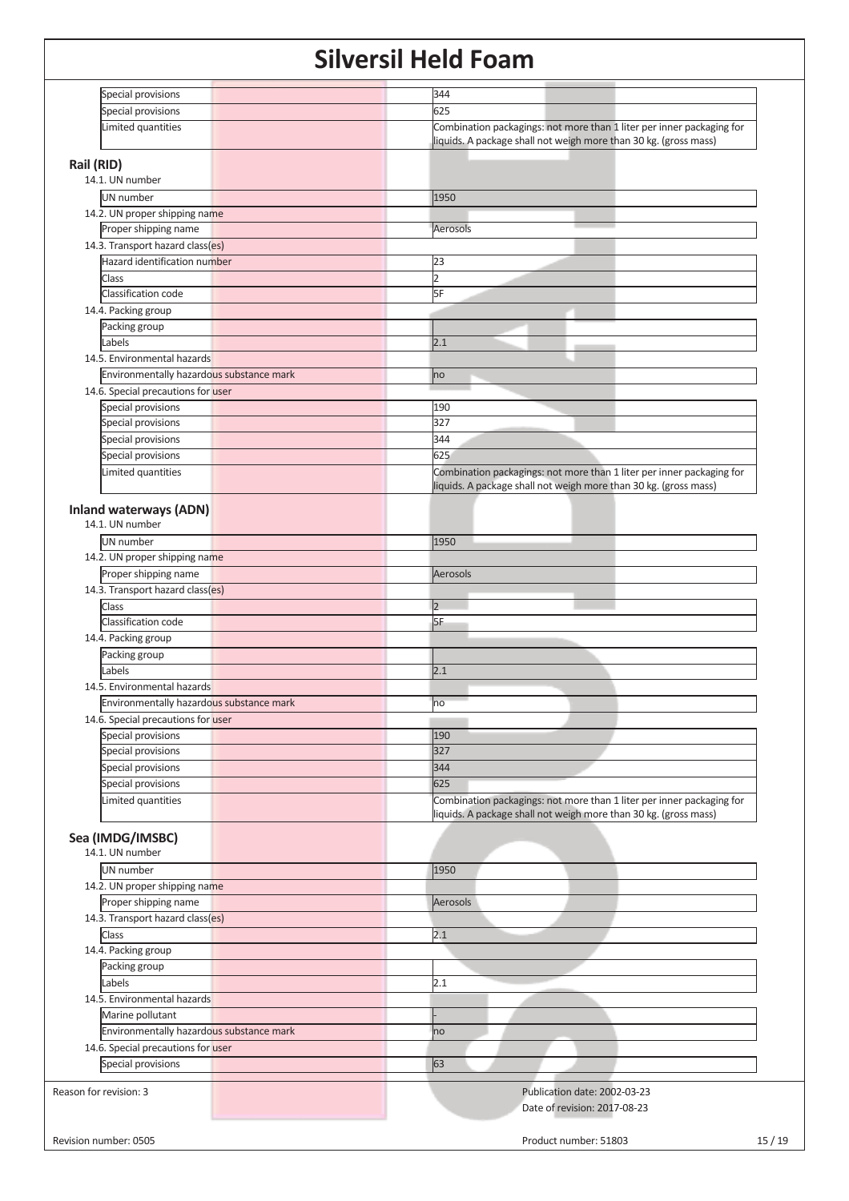| | |
|---|---|
| Special provisions | 344 |
| Special provisions | 625 |
| Limited quantities | Combination packagings: not more than 1 liter per inner packaging for liquids. A package shall not weigh more than 30 kg. (gross mass) |

### Rail (RID)

14.1. UN number

| | |
|---|---|
| UN number | 1950 |

14.2. UN proper shipping name

| | |
|---|---|
| Proper shipping name | Aerosols |

14.3. Transport hazard class(es)

| | |
|---|---|
| Hazard identification number | 23 |
| Class | 2 |
| Classification code | 5F |

14.4. Packing group

| | |
|---|---|
| Packing group | |
| Labels | 2.1 |

14.5. Environmental hazards

| | |
|---|---|
| Environmentally hazardous substance mark | no |

14.6. Special precautions for user

| | |
|---|---|
| Special provisions | 190 |
| Special provisions | 327 |
| Special provisions | 344 |
| Special provisions | 625 |
| Limited quantities | Combination packagings: not more than 1 liter per inner packaging for liquids. A package shall not weigh more than 30 kg. (gross mass) |

### Inland waterways (ADN)

14.1. UN number

| | |
|---|---|
| UN number | 1950 |

14.2. UN proper shipping name

| | |
|---|---|
| Proper shipping name | Aerosols |

14.3. Transport hazard class(es)

| | |
|---|---|
| Class | 2 |
| Classification code | 5F |

14.4. Packing group

| | |
|---|---|
| Packing group | |
| Labels | 2.1 |

14.5. Environmental hazards

| | |
|---|---|
| Environmentally hazardous substance mark | no |

14.6. Special precautions for user

| | |
|---|---|
| Special provisions | 190 |
| Special provisions | 327 |
| Special provisions | 344 |
| Special provisions | 625 |
| Limited quantities | Combination packagings: not more than 1 liter per inner packaging for liquids. A package shall not weigh more than 30 kg. (gross mass) |

### Sea (IMDG/IMSBC)

14.1. UN number

| | |
|---|---|
| UN number | 1950 |

14.2. UN proper shipping name

| | |
|---|---|
| Proper shipping name | Aerosols |

14.3. Transport hazard class(es)

| | |
|---|---|
| Class | 2.1 |

14.4. Packing group

| | |
|---|---|
| Packing group | |
| Labels | 2.1 |

14.5. Environmental hazards

| | |
|---|---|
| Marine pollutant | - |
| Environmentally hazardous substance mark | no |

14.6. Special precautions for user

| | |
|---|---|
| Special provisions | 63 |

Reason for revision: 3

Publication date: 2002-03-23
Date of revision: 2017-08-23

Revision number: 0505

Product number: 51803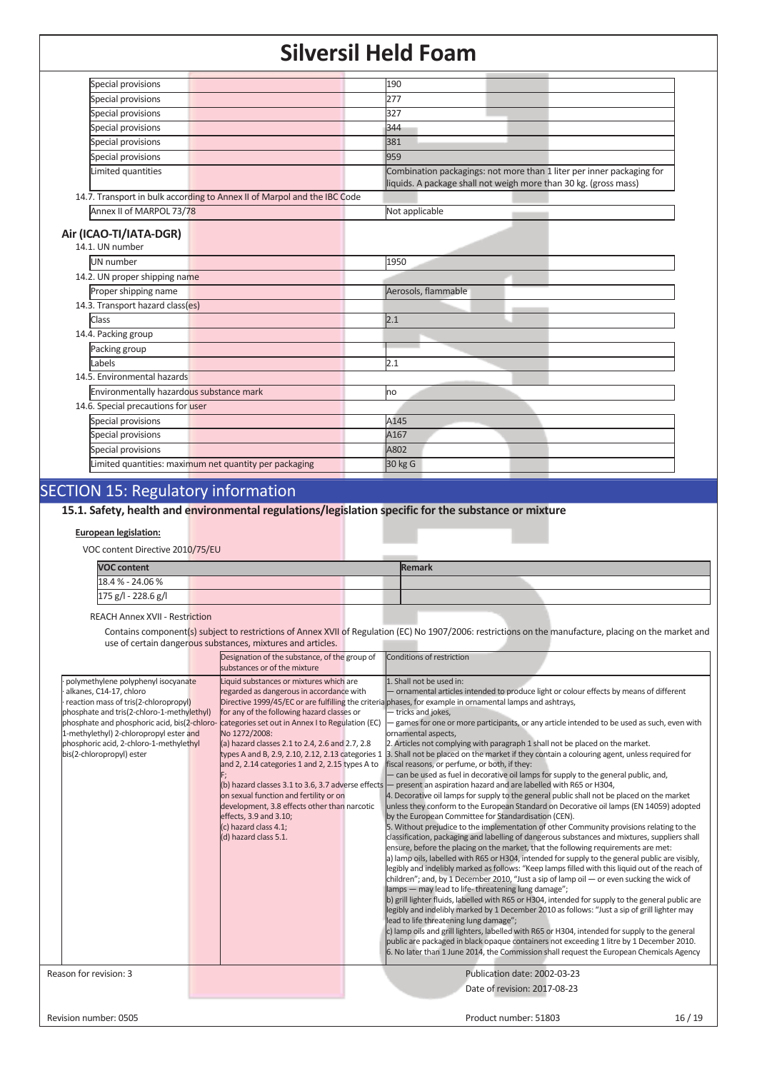| | |
|---|---|
| Special provisions | 190 |
| Special provisions | 277 |
| Special provisions | 327 |
| Special provisions | 344 |
| Special provisions | 381 |
| Special provisions | 959 |
| Limited quantities | Combination packagings: not more than 1 liter per inner packaging for liquids. A package shall not weigh more than 30 kg. (gross mass) |

14.7. Transport in bulk according to Annex II of Marpol and the IBC Code

| | |
|---|---|
| Annex II of MARPOL 73/78 | Not applicable |

### Air (ICAO-TI/IATA-DGR)

14.1. UN number

| | |
|---|---|
| UN number | 1950 |

14.2. UN proper shipping name

| | |
|---|---|
| Proper shipping name | Aerosols, flammable |

14.3. Transport hazard class(es)

| | |
|---|---|
| Class | 2.1 |

14.4. Packing group

| | |
|---|---|
| Packing group | |
| Labels | 2.1 |

14.5. Environmental hazards

| | |
|---|---|
| Environmentally hazardous substance mark | no |

14.6. Special precautions for user

| | |
|---|---|
| Special provisions | A145 |
| Special provisions | A167 |
| Special provisions | A802 |
| Limited quantities: maximum net quantity per packaging | 30 kg G |

## SECTION 15: Regulatory information

### 15.1. Safety, health and environmental regulations/legislation specific for the substance or mixture

**European legislation:**

VOC content Directive 2010/75/EU

| VOC content | Remark |
|---|---|
| 18.4 % - 24.06 % | |
| 175 g/l - 228.6 g/l | |

REACH Annex XVII - Restriction

Contains component(s) subject to restrictions of Annex XVII of Regulation (EC) No 1907/2006: restrictions on the manufacture, placing on the market and use of certain dangerous substances, mixtures and articles.

| | Designation of the substance, of the group of substances or of the mixture | Conditions of restriction |
|---|---|---|
| · polymethylene polyphenyl isocyanate<br>· alkanes, C14-17, chloro<br>· reaction mass of tris(2-chloropropyl) phosphate and tris(2-chloro-1-methylethyl) phosphate and phosphoric acid, bis(2-chloro-1-methylethyl) 2-chloropropyl ester and phosphoric acid, 2-chloro-1-methylethyl bis(2-chloropropyl) ester | Liquid substances or mixtures which are regarded as dangerous in accordance with Directive 1999/45/EC or are fulfilling the criteria for any of the following hazard classes or categories set out in Annex I to Regulation (EC) No 1272/2008:<br>(a) hazard classes 2.1 to 2.4, 2.6 and 2.7, 2.8 types A and B, 2.9, 2.10, 2.12, 2.13 categories 1 and 2, 2.14 categories 1 and 2, 2.15 types A to F;<br>(b) hazard classes 3.1 to 3.6, 3.7 adverse effects on sexual function and fertility or on development, 3.8 effects other than narcotic effects, 3.9 and 3.10;<br>(c) hazard class 4.1;<br>(d) hazard class 5.1. | 1. Shall not be used in:<br>— ornamental articles intended to produce light or colour effects by means of different phases, for example in ornamental lamps and ashtrays,<br>— tricks and jokes,<br>— games for one or more participants, or any article intended to be used as such, even with ornamental aspects,<br>2. Articles not complying with paragraph 1 shall not be placed on the market.<br>3. Shall not be placed on the market if they contain a colouring agent, unless required for fiscal reasons, or perfume, or both, if they:<br>— can be used as fuel in decorative oil lamps for supply to the general public, and,<br>— present an aspiration hazard and are labelled with R65 or H304,<br>4. Decorative oil lamps for supply to the general public shall not be placed on the market unless they conform to the European Standard on Decorative oil lamps (EN 14059) adopted by the European Committee for Standardisation (CEN).<br>5. Without prejudice to the implementation of other Community provisions relating to the classification, packaging and labelling of dangerous substances and mixtures, suppliers shall ensure, before the placing on the market, that the following requirements are met:<br>a) lamp oils, labelled with R65 or H304, intended for supply to the general public are visibly, legibly and indelibly marked as follows: "Keep lamps filled with this liquid out of the reach of children"; and, by 1 December 2010, "Just a sip of lamp oil — or even sucking the wick of lamps — may lead to life- threatening lung damage";<br>b) grill lighter fluids, labelled with R65 or H304, intended for supply to the general public are legibly and indelibly marked by 1 December 2010 as follows: "Just a sip of grill lighter may lead to life threatening lung damage";<br>c) lamp oils and grill lighters, labelled with R65 or H304, intended for supply to the general public are packaged in black opaque containers not exceeding 1 litre by 1 December 2010.<br>6. No later than 1 June 2014, the Commission shall request the European Chemicals Agency |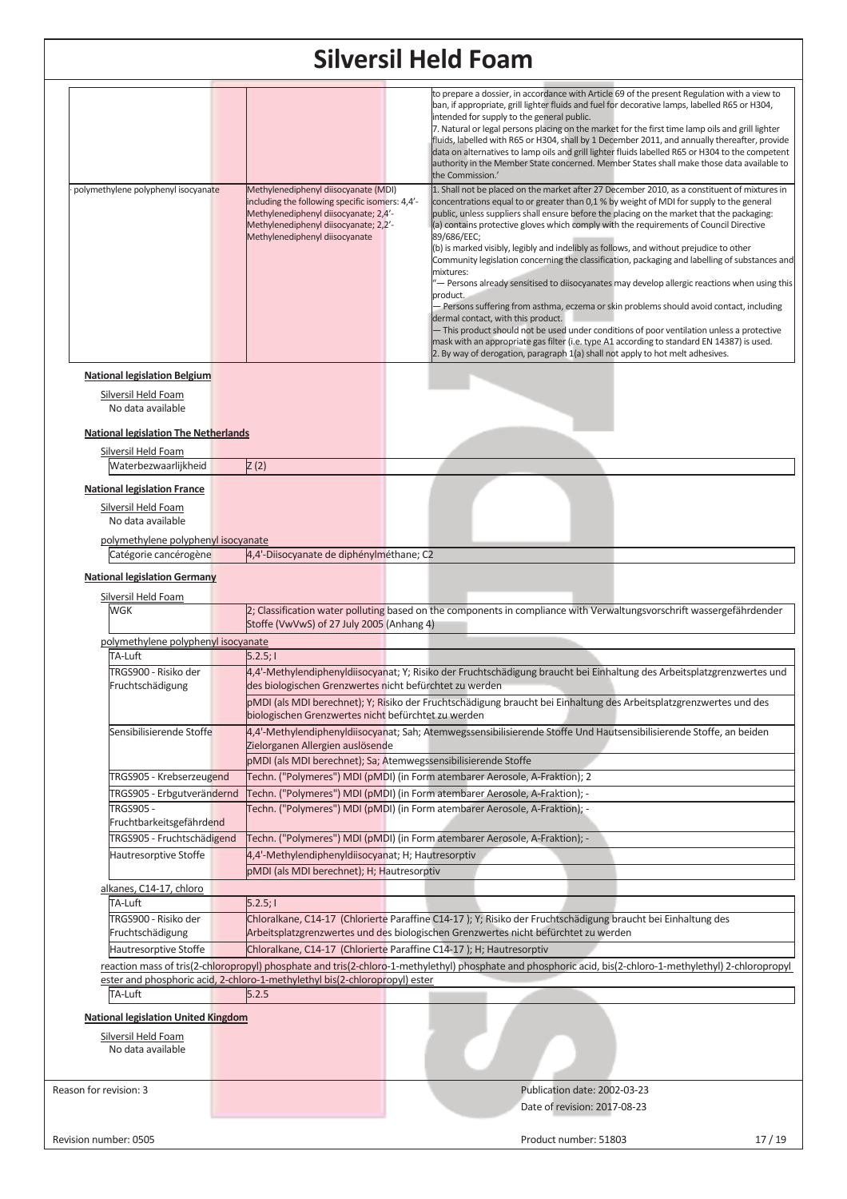| | | |
|---|---|---|
| | | to prepare a dossier, in accordance with Article 69 of the present Regulation with a view to ban, if appropriate, grill lighter fluids and fuel for decorative lamps, labelled R65 or H304, intended for supply to the general public.<br>7. Natural or legal persons placing on the market for the first time lamp oils and grill lighter fluids, labelled with R65 or H304, shall by 1 December 2011, and annually thereafter, provide data on alternatives to lamp oils and grill lighter fluids labelled R65 or H304 to the competent authority in the Member State concerned. Member States shall make those data available to the Commission.' |
| · polymethylene polyphenyl isocyanate | Methylenediphenyl diisocyanate (MDI) including the following specific isomers: 4,4'-Methylenediphenyl diisocyanate; 2,4'-Methylenediphenyl diisocyanate; 2,2'-Methylenediphenyl diisocyanate | 1. Shall not be placed on the market after 27 December 2010, as a constituent of mixtures in concentrations equal to or greater than 0,1 % by weight of MDI for supply to the general public, unless suppliers shall ensure before the placing on the market that the packaging:<br>(a) contains protective gloves which comply with the requirements of Council Directive 89/686/EEC;<br>(b) is marked visibly, legibly and indelibly as follows, and without prejudice to other Community legislation concerning the classification, packaging and labelling of substances and mixtures:<br>"— Persons already sensitised to diisocyanates may develop allergic reactions when using this product.<br>— Persons suffering from asthma, eczema or skin problems should avoid contact, including dermal contact, with this product.<br>— This product should not be used under conditions of poor ventilation unless a protective mask with an appropriate gas filter (i.e. type A1 according to standard EN 14387) is used.<br>2. By way of derogation, paragraph 1(a) shall not apply to hot melt adhesives. |

**National legislation Belgium**

Silversil Held Foam

No data available

**National legislation The Netherlands**

Silversil Held Foam

| | |
|---|---|
| Waterbezwaarlijkheid | Z (2) |

**National legislation France**

Silversil Held Foam

No data available

polymethylene polyphenyl isocyanate

| | |
|---|---|
| Catégorie cancérogène | 4,4'-Diisocyanate de diphénylméthane; C2 |

**National legislation Germany**

Silversil Held Foam

| | |
|---|---|
| WGK | 2; Classification water polluting based on the components in compliance with Verwaltungsvorschrift wassergefährdender Stoffe (VwVwS) of 27 July 2005 (Anhang 4) |

polymethylene polyphenyl isocyanate

| | |
|---|---|
| TA-Luft | 5.2.5; I |
| TRGS900 - Risiko der Fruchtschädigung | 4,4'-Methylendiphenyldiisocyanat; Y; Risiko der Fruchtschädigung braucht bei Einhaltung des Arbeitsplatzgrenzwertes und des biologischen Grenzwertes nicht befürchtet zu werden |
| | pMDI (als MDI berechnet); Y; Risiko der Fruchtschädigung braucht bei Einhaltung des Arbeitsplatzgrenzwertes und des biologischen Grenzwertes nicht befürchtet zu werden |
| Sensibilisierende Stoffe | 4,4'-Methylendiphenyldiisocyanat; Sah; Atemwegssensibilisierende Stoffe Und Hautsensibilisierende Stoffe, an beiden Zielorganen Allergien auslösende |
| | pMDI (als MDI berechnet); Sa; Atemwegssensibilisierende Stoffe |
| TRGS905 - Krebserzeugend | Techn. ("Polymeres") MDI (pMDI) (in Form atembarer Aerosole, A-Fraktion); 2 |
| TRGS905 - Erbgutverändernd | Techn. ("Polymeres") MDI (pMDI) (in Form atembarer Aerosole, A-Fraktion); - |
| TRGS905 - Fruchtbarkeitsgefährdend | Techn. ("Polymeres") MDI (pMDI) (in Form atembarer Aerosole, A-Fraktion); - |
| TRGS905 - Fruchtschädigend | Techn. ("Polymeres") MDI (pMDI) (in Form atembarer Aerosole, A-Fraktion); - |
| Hautresorptive Stoffe | 4,4'-Methylendiphenyldiisocyanat; H; Hautresorptiv |
| | pMDI (als MDI berechnet); H; Hautresorptiv |

alkanes, C14-17, chloro

| | |
|---|---|
| TA-Luft | 5.2.5; I |
| TRGS900 - Risiko der Fruchtschädigung | Chloralkane, C14-17 (Chlorierte Paraffine C14-17 ); Y; Risiko der Fruchtschädigung braucht bei Einhaltung des Arbeitsplatzgrenzwertes und des biologischen Grenzwertes nicht befürchtet zu werden |
| Hautresorptive Stoffe | Chloralkane, C14-17 (Chlorierte Paraffine C14-17 ); H; Hautresorptiv |

reaction mass of tris(2-chloropropyl) phosphate and tris(2-chloro-1-methylethyl) phosphate and phosphoric acid, bis(2-chloro-1-methylethyl) 2-chloropropyl ester and phosphoric acid, 2-chloro-1-methylethyl bis(2-chloropropyl) ester

| | |
|---|---|
| TA-Luft | 5.2.5 |

**National legislation United Kingdom**

Silversil Held Foam

No data available

Reason for revision: 3

Publication date: 2002-03-23

Date of revision: 2017-08-23

Revision number: 0505

Product number: 51803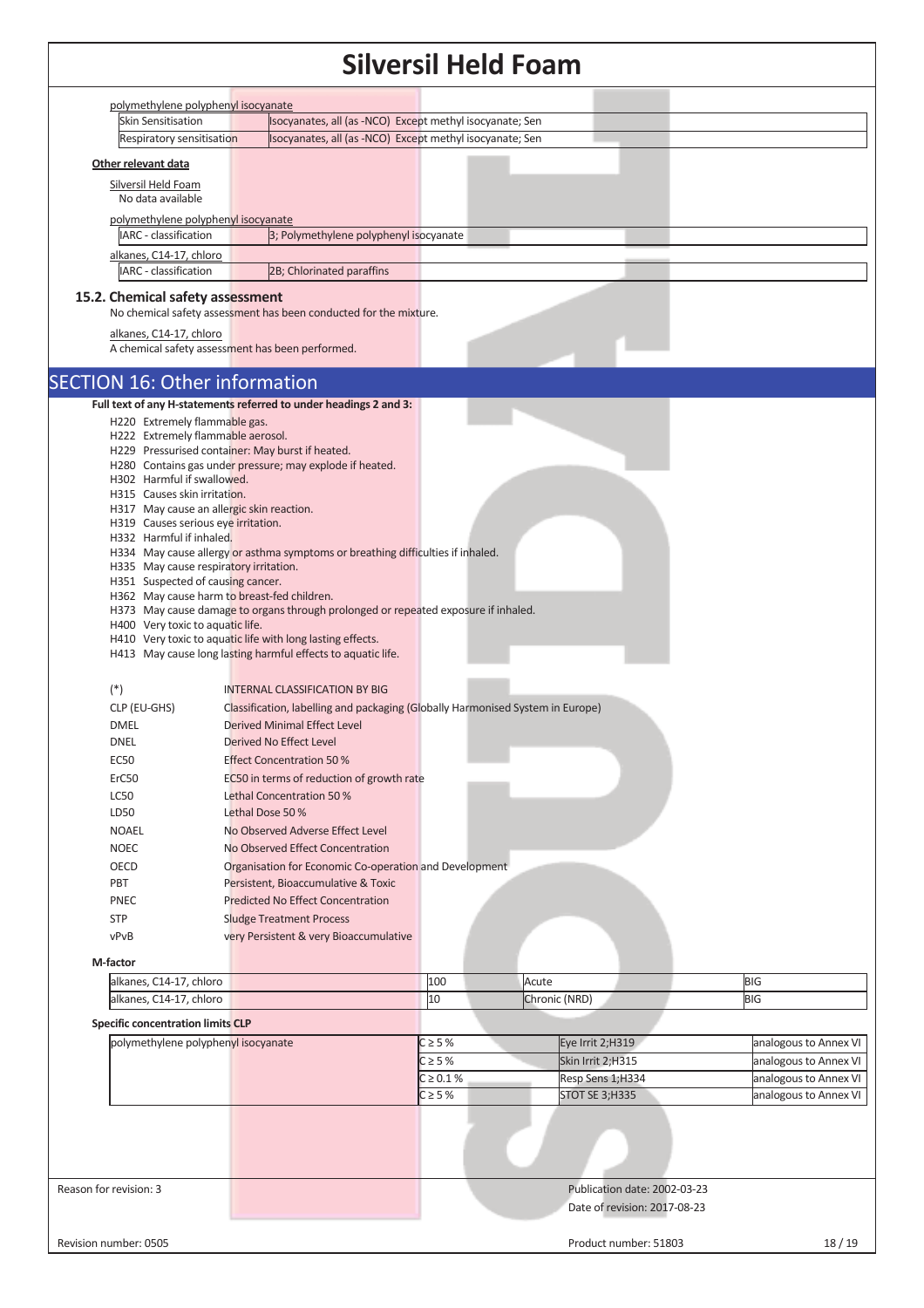polymethylene polyphenyl isocyanate

| | |
|---|---|
| Skin Sensitisation | Isocyanates, all (as -NCO) Except methyl isocyanate; Sen |
| Respiratory sensitisation | Isocyanates, all (as -NCO) Except methyl isocyanate; Sen |

**Other relevant data**

Silversil Held Foam

No data available

polymethylene polyphenyl isocyanate

| | |
|---|---|
| IARC - classification | 3; Polymethylene polyphenyl isocyanate |

alkanes, C14-17, chloro

| | |
|---|---|
| IARC - classification | 2B; Chlorinated paraffins |

### 15.2. Chemical safety assessment

No chemical safety assessment has been conducted for the mixture.

alkanes, C14-17, chloro

A chemical safety assessment has been performed.

## SECTION 16: Other information

**Full text of any H-statements referred to under headings 2 and 3:**

H220 Extremely flammable gas.
H222 Extremely flammable aerosol.
H229 Pressurised container: May burst if heated.
H280 Contains gas under pressure; may explode if heated.
H302 Harmful if swallowed.
H315 Causes skin irritation.
H317 May cause an allergic skin reaction.
H319 Causes serious eye irritation.
H332 Harmful if inhaled.
H334 May cause allergy or asthma symptoms or breathing difficulties if inhaled.
H335 May cause respiratory irritation.
H351 Suspected of causing cancer.
H362 May cause harm to breast-fed children.
H373 May cause damage to organs through prolonged or repeated exposure if inhaled.
H400 Very toxic to aquatic life.
H410 Very toxic to aquatic life with long lasting effects.
H413 May cause long lasting harmful effects to aquatic life.

| | |
|---|---|
| (*) | INTERNAL CLASSIFICATION BY BIG |
| CLP (EU-GHS) | Classification, labelling and packaging (Globally Harmonised System in Europe) |
| DMEL | Derived Minimal Effect Level |
| DNEL | Derived No Effect Level |
| EC50 | Effect Concentration 50 % |
| ErC50 | EC50 in terms of reduction of growth rate |
| LC50 | Lethal Concentration 50 % |
| LD50 | Lethal Dose 50 % |
| NOAEL | No Observed Adverse Effect Level |
| NOEC | No Observed Effect Concentration |
| OECD | Organisation for Economic Co-operation and Development |
| PBT | Persistent, Bioaccumulative & Toxic |
| PNEC | Predicted No Effect Concentration |
| STP | Sludge Treatment Process |
| vPvB | very Persistent & very Bioaccumulative |

**M-factor**

| | | | |
|---|---|---|---|
| alkanes, C14-17, chloro | 100 | Acute | BIG |
| alkanes, C14-17, chloro | 10 | Chronic (NRD) | BIG |

**Specific concentration limits CLP**

| | | | |
|---|---|---|---|
| polymethylene polyphenyl isocyanate | C ≥ 5 % | Eye Irrit 2;H319 | analogous to Annex VI |
| | C ≥ 5 % | Skin Irrit 2;H315 | analogous to Annex VI |
| | C ≥ 0.1 % | Resp Sens 1;H334 | analogous to Annex VI |
| | C ≥ 5 % | STOT SE 3;H335 | analogous to Annex VI |

Reason for revision: 3

Publication date: 2002-03-23

Date of revision: 2017-08-23

Revision number: 0505

Product number: 51803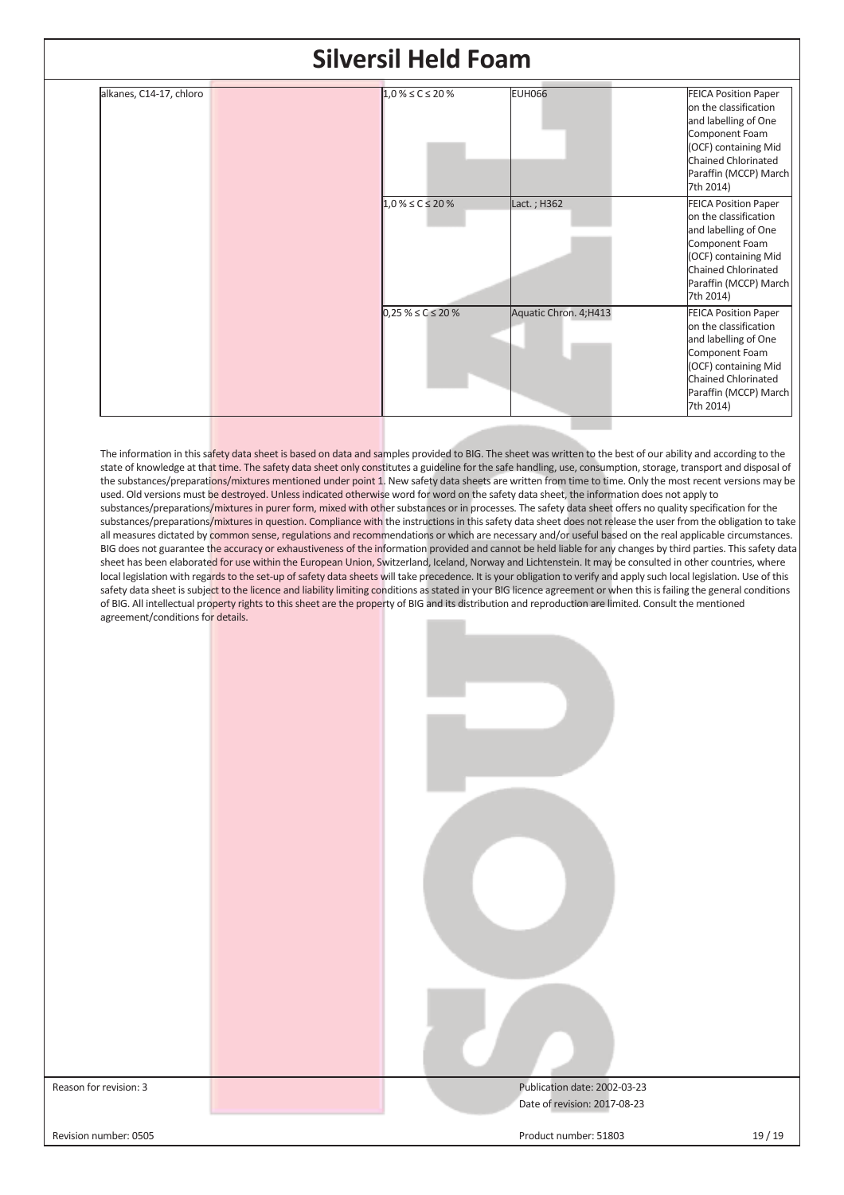| | | | |
|---|---|---|---|
| alkanes, C14-17, chloro | 1,0 % ≤ C ≤ 20 % | EUH066 | FEICA Position Paper on the classification and labelling of One Component Foam (OCF) containing Mid Chained Chlorinated Paraffin (MCCP) March 7th 2014) |
| | 1,0 % ≤ C ≤ 20 % | Lact. ; H362 | FEICA Position Paper on the classification and labelling of One Component Foam (OCF) containing Mid Chained Chlorinated Paraffin (MCCP) March 7th 2014) |
| | 0,25 % ≤ C ≤ 20 % | Aquatic Chron. 4;H413 | FEICA Position Paper on the classification and labelling of One Component Foam (OCF) containing Mid Chained Chlorinated Paraffin (MCCP) March 7th 2014) |

The information in this safety data sheet is based on data and samples provided to BIG. The sheet was written to the best of our ability and according to the state of knowledge at that time. The safety data sheet only constitutes a guideline for the safe handling, use, consumption, storage, transport and disposal of the substances/preparations/mixtures mentioned under point 1. New safety data sheets are written from time to time. Only the most recent versions may be used. Old versions must be destroyed. Unless indicated otherwise word for word on the safety data sheet, the information does not apply to substances/preparations/mixtures in purer form, mixed with other substances or in processes. The safety data sheet offers no quality specification for the substances/preparations/mixtures in question. Compliance with the instructions in this safety data sheet does not release the user from the obligation to take all measures dictated by common sense, regulations and recommendations or which are necessary and/or useful based on the real applicable circumstances. BIG does not guarantee the accuracy or exhaustiveness of the information provided and cannot be held liable for any changes by third parties. This safety data sheet has been elaborated for use within the European Union, Switzerland, Iceland, Norway and Lichtenstein. It may be consulted in other countries, where local legislation with regards to the set-up of safety data sheets will take precedence. It is your obligation to verify and apply such local legislation. Use of this safety data sheet is subject to the licence and liability limiting conditions as stated in your BIG licence agreement or when this is failing the general conditions of BIG. All intellectual property rights to this sheet are the property of BIG and its distribution and reproduction are limited. Consult the mentioned agreement/conditions for details.

Reason for revision: 3

Publication date: 2002-03-23

Date of revision: 2017-08-23

Revision number: 0505

Product number: 51803